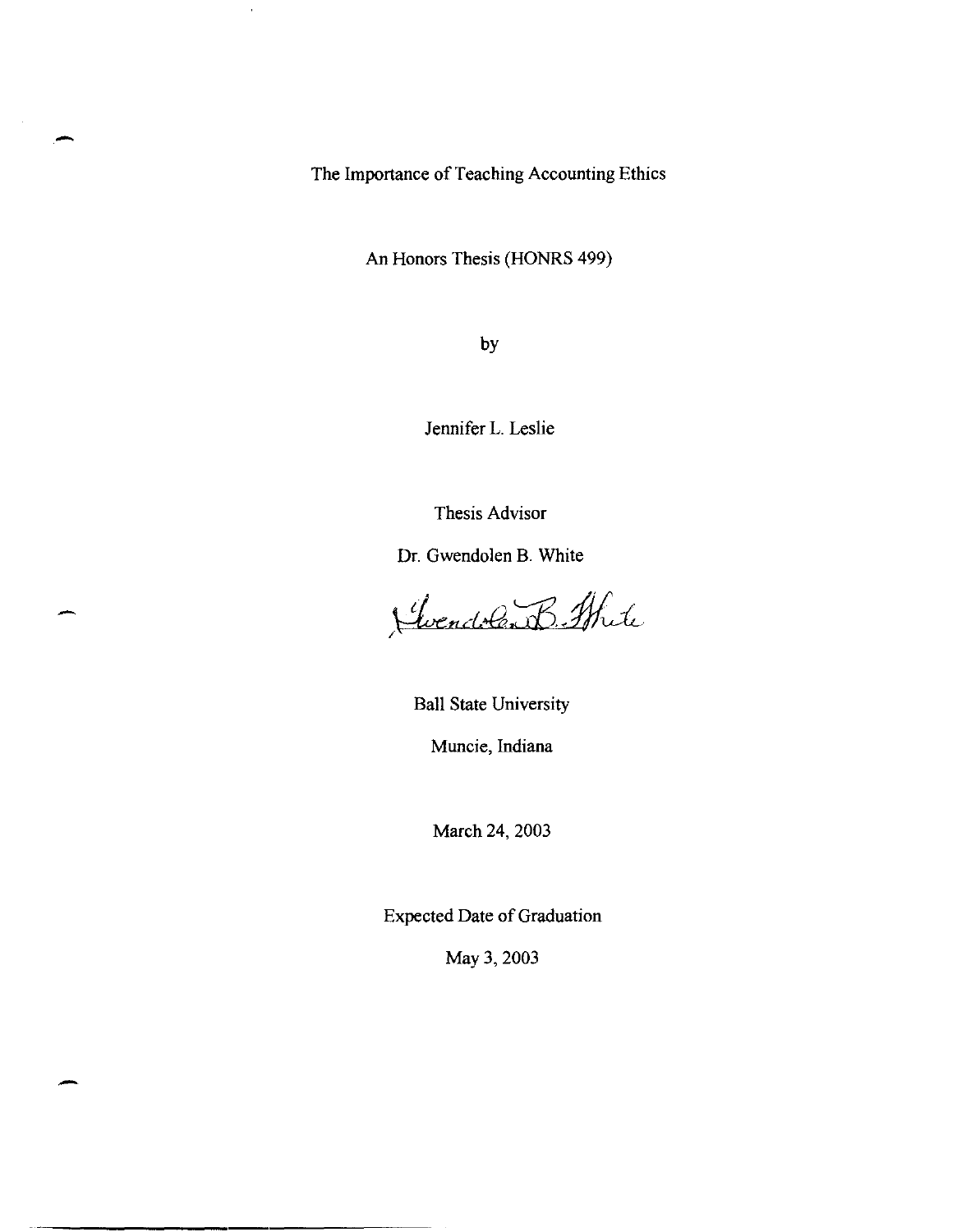# The Importance of Teaching Accounting Ethics

An Honors Thesis (HONRS 499)

by

Jennifer L. Leslie

Thesis Advisor

Dr. Gwendolen B. White

Gwendolen B. White

Ball State University

Muncie, Indiana

March 24, 2003

Expected Date of Graduation

May 3, 2003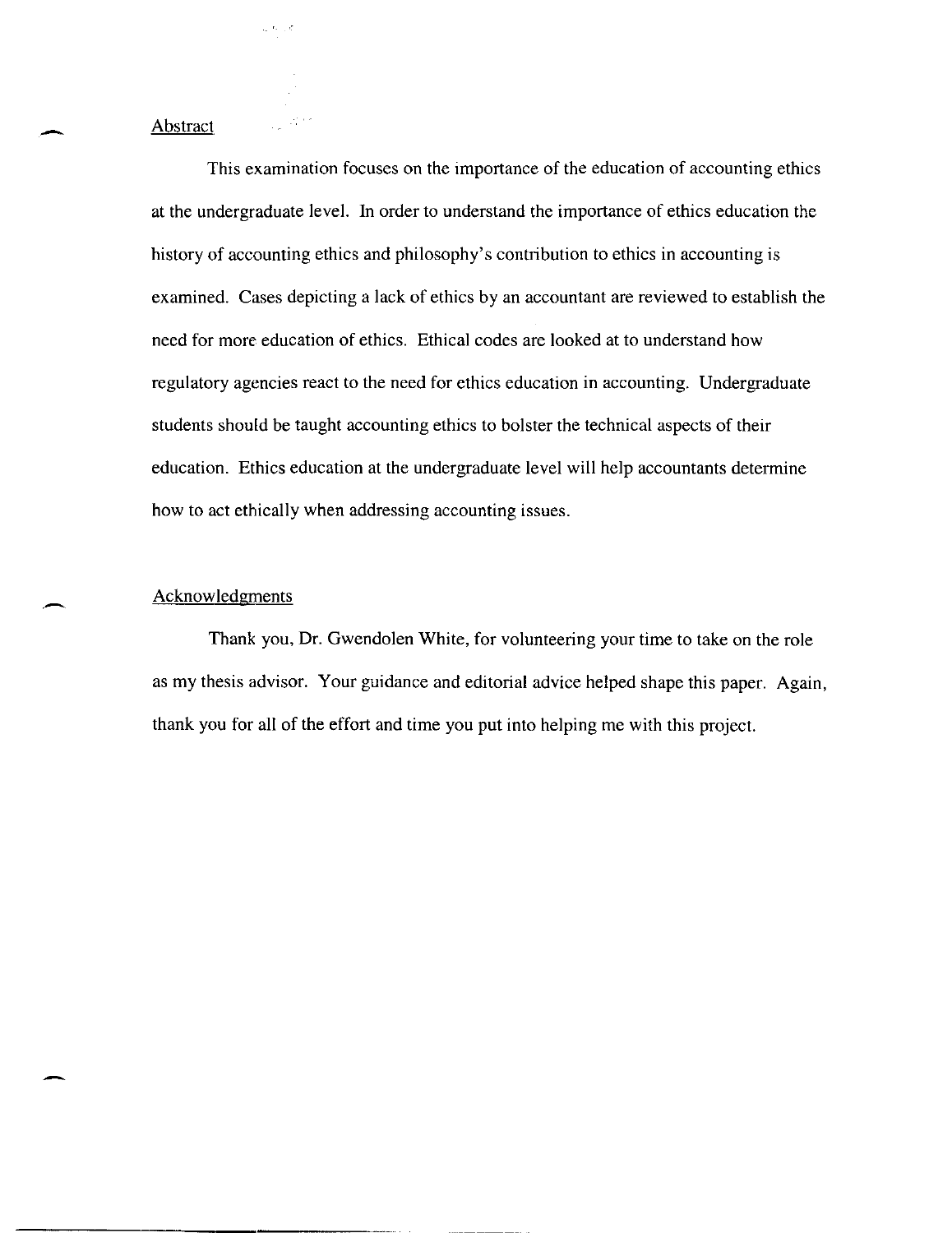## Abstract

This examination focuses on the importance of the education of accounting ethics at the undergraduate level. In order to understand the importance of ethics education the history of accounting ethics and philosophy's contribution to ethics in accounting is examined. Cases depicting a lack of ethics by an accountant are reviewed to establish the need for more education of ethics. Ethical codes are looked at to understand how regulatory agencies react to the need for ethics education in accounting. Undergraduate students should be taught accounting ethics to bolster the technical aspects of their education. Ethics education at the undergraduate level will help accountants determine how to act ethically when addressing accounting issues.

## Acknowledgments

Thank you, Dr. Gwendolen White, for volunteering your time to take on the role as my thesis advisor. Your guidance and editorial advice helped shape this paper. Again, thank you for all of the effort and time you put into helping me with this project.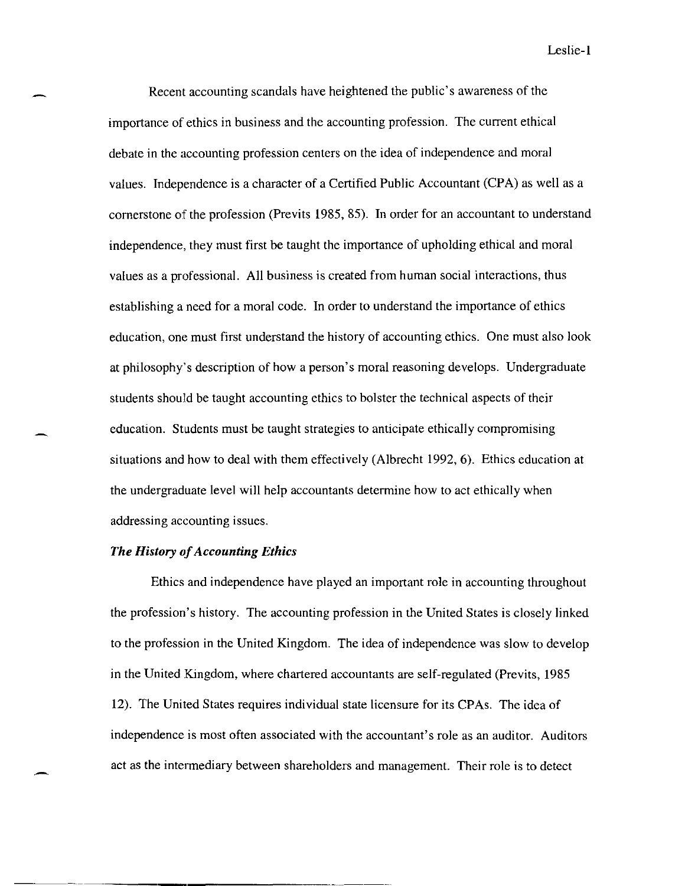Recent accounting scandals have heightened the public's awareness of the importance of ethics in business and the accounting profession. The current ethical debate in the accounting profession centers on the idea of independence and moral values. Independence is a character of a Certified Public Accountant (CPA) as well as a cornerstone of the profession (Previts 1985, 85). In order for an accountant to understand independence, they must first be taught the importance of upholding ethical and moral values as a professional. All business is created from human social interactions, thus establishing a need for a moral code. In order to understand the importance of ethics education, one must first understand the history of accounting ethics. One must also look at philosophy's description of how a person's moral reasoning develops. Undergraduate students should be taught accounting ethics to bolster the technical aspects of their education. Students must be taught strategies to anticipate ethically compromising situations and how to deal with them effectively (Albrecht 1992, 6). Ethics education at the undergraduate level will help accountants determine how to act ethically when addressing accounting issues.

### *The History of Accounting Ethics*

Ethics and independence have played an important role in accounting throughout the profession's history. The accounting profession in the United States is closely linked to the profession in the United Kingdom. The idea of independence was slow to develop in the United Kingdom, where chartered accountants are self-regulated (Previts, 1985 12). The United States requires individual state licensure for its CPAs. The idea of independence is most often associated with the accountant's role as an auditor. Auditors act as the intermediary between shareholders and management. Their role is to detect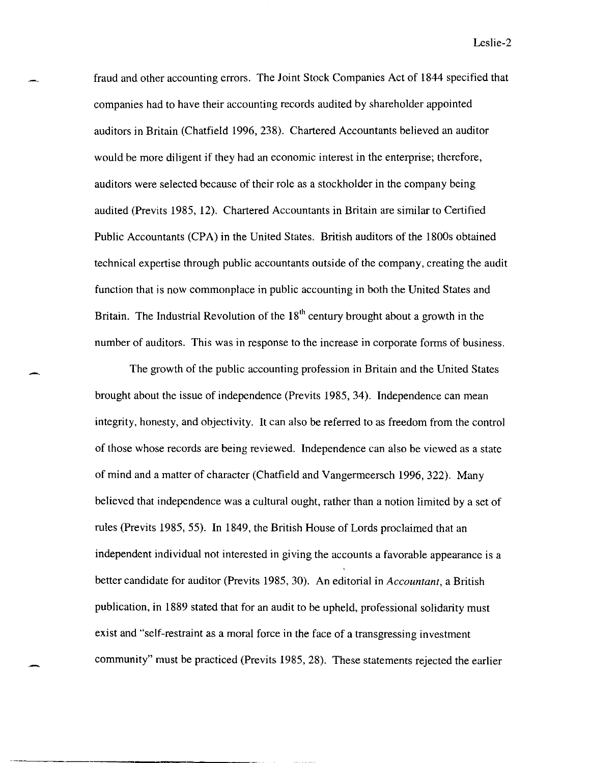fraud and other accounting errors. The Joint Stock Companies Act of 1844 specified that companies had to have their accounting records audited by shareholder appointed auditors in Britain (Chatfield 1996, 238). Chartered Accountants believed an auditor would be more diligent if they had an economic interest in the enterprise; therefore, auditors were selected because of their role as a stockholder in the company being audited (Previts 1985, 12). Chartered Accountants in Britain are similar to Certified Public Accountants (CPA) in the United States. British auditors of the 1800s obtained technical expertise through public accountants outside of the company, creating the audit function that is now commonplace in public accounting in both the United States and Britain. The Industrial Revolution of the 18th century brought about a growth in the number of auditors. This was in response to the increase in corporate forms of business.

The growth of the public accounting profession in Britain and the United States brought about the issue of independence (Previts 1985, 34). Independence can mean integrity, honesty, and objectivity. It can also be referred to as freedom from the control of those whose records are being reviewed. Independence can also be viewed as a state of mind and a matter of character (Chatfield and Vangermeersch 1996, 322). Many believed that independence was a cultural ought, rather than a notion limited by a set of rules (Previts 1985, 55). In 1849, the British House of Lords proclaimed that an independent individual not interested in giving the accounts a favorable appearance is a better candidate for auditor (Previts 1985, 30). An editorial in *Accountant*, a British publication, in 1889 stated that for an audit to be upheld, professional solidarity must exist and "self-restraint as a moral force in the face of a transgressing investment community" must be practiced (Previts 1985, 28). These statements rejected the earlier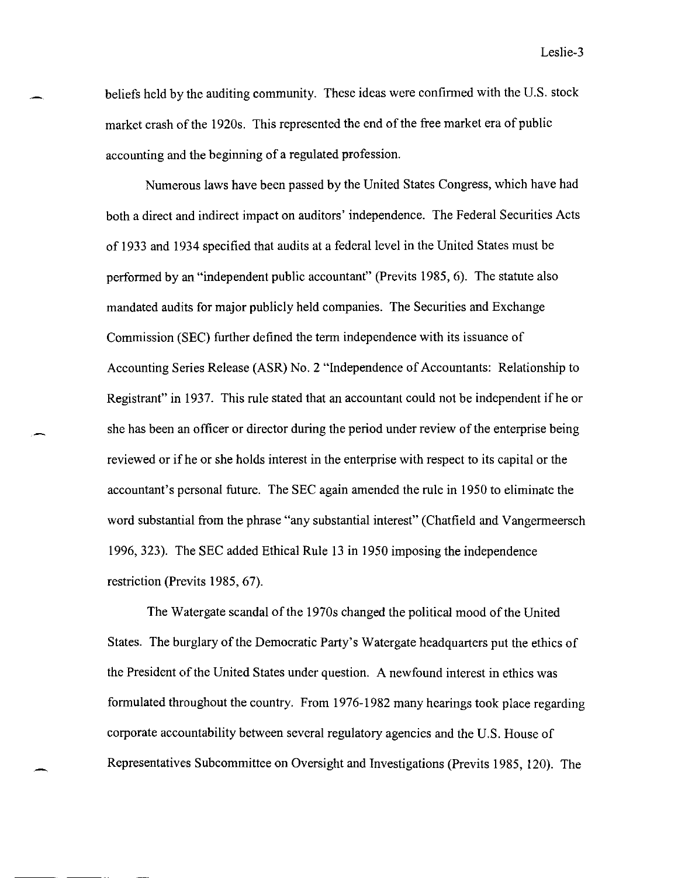beliefs held by the auditing community. These ideas were confirmed with the U.S. stock market crash of the 1920s. This represented the end of the free market era of public accounting and the beginning of a regulated profession.

Numerous laws have been passed by the United States Congress, which have had both a direct and indirect impact on auditors' independence. The Federal Securities Acts of 1933 and 1934 specified that audits at a federal level in the United States must be performed by an "independent public accountant" (Previts 1985, 6). The statute also mandated audits for major publicly held companies. The Securities and Exchange Commission (SEC) further defined the term independence with its issuance of Accounting Series Release (ASR) No. 2 "Independence of Accountants: Relationship to Registrant" in 1937. This rule stated that an accountant could not be independent if he or she has been an officer or director during the period under review of the enterprise being reviewed or if he or she holds interest in the enterprise with respect to its capital or the accountant's personal future. The SEC again amended the rule in 1950 to eliminate the word substantial from the phrase "any substantial interest" (Chatfield and Vangermeersch 1996, 323). The SEC added Ethical Rule 13 in 1950 imposing the independence restriction (Previts 1985, 67).

The Watergate scandal of the 1970s changed the political mood of the United States. The burglary of the Democratic Party's Watergate headquarters put the ethics of the President of the United States under question. A newfound interest in ethics was formulated throughout the country. From 1976-1982 many hearings took place regarding corporate accountability between several regulatory agencies and the U.S. House of Representatives Subcommittee on Oversight and Investigations (Previts 1985, 120). The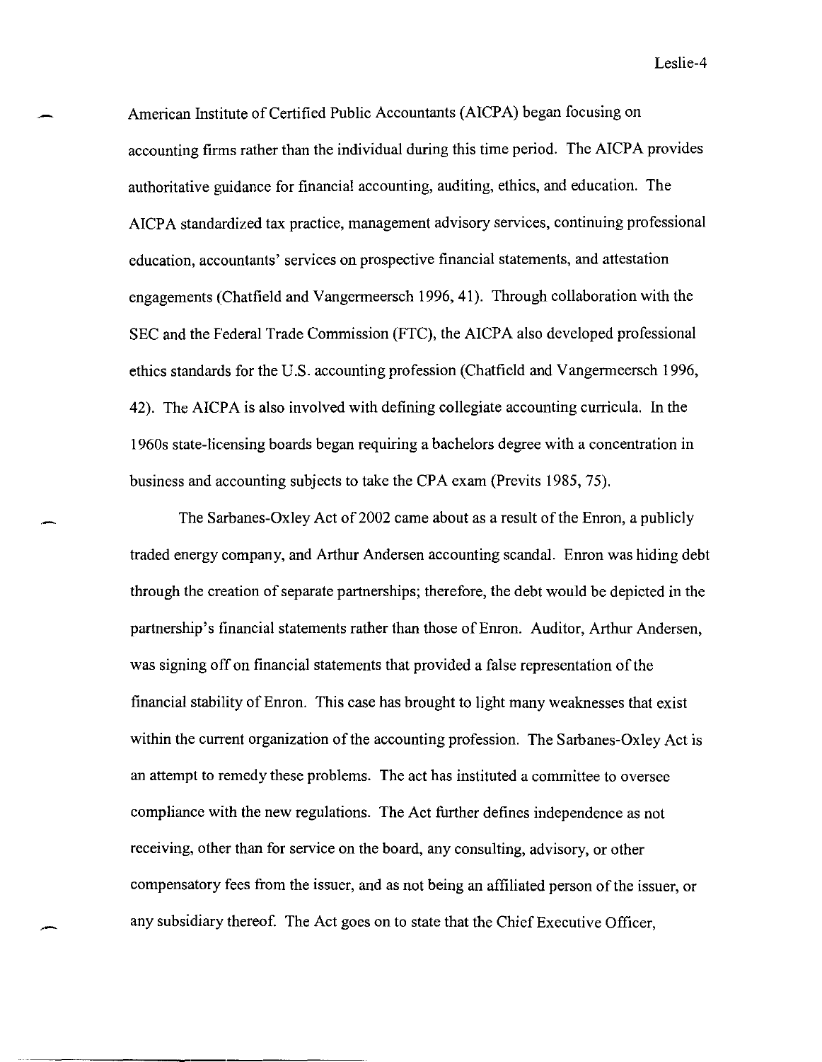American Institute of Certified Public Accountants (AICPA) began focusing on accounting firms rather than the individual during this time period. The AICPA provides authoritative guidance for financial accounting, auditing, ethics, and education. The AICPA standardized tax practice, management advisory services, continuing professional education, accountants' services on prospective financial statements, and attestation engagements (Chatfield and Vangermeersch 1996, 41). Through collaboration with the SEC and the Federal Trade Commission (FTC), the AICPA also developed professional ethics standards for the U.S. accounting profession (Chatfield and Vangermeersch 1996, 42). The AICPA is also involved with defining collegiate accounting curricula. In the 1960s state-licensing boards began requiring a bachelors degree with a concentration in business and accounting subjects to take the CPA exam (Previts 1985, 75).

The Sarbanes-Oxley Act of 2002 came about as a result of the Enron, a publicly traded energy company, and Arthur Andersen accounting scandal. Enron was hiding debt through the creation of separate partnerships; therefore, the debt would be depicted in the partnership's financial statements rather than those of Enron. Auditor, Arthur Andersen, was signing off on financial statements that provided a false representation of the financial stability of Enron. This case has brought to light many weaknesses that exist within the current organization of the accounting profession. The Sarbanes-Oxley Act is an attempt to remedy these problems. The act has instituted a committee to oversee compliance with the new regulations. The Act further defines independence as not receiving, other than for service on the board, any consulting, advisory, or other compensatory fees from the issuer, and as not being an affiliated person of the issuer, or any subsidiary thereof. The Act goes on to state that the Chief Executive Officer,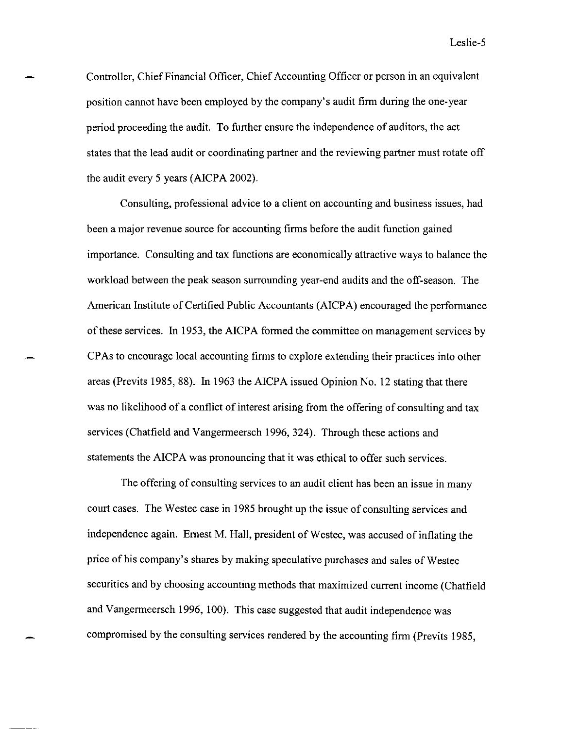Controller, Chief Financial Officer, Chief Accounting Officer or person in an equivalent position cannot have been employed by the company's audit firm during the one-year period proceeding the audit. To further ensure the independence of auditors, the act states that the lead audit or coordinating partner and the reviewing partner must rotate off the audit every 5 years (AICPA 2002).

Consulting, professional advice to a client on accounting and business issues, had been a major revenue source for accounting firms before the audit function gained importance. Consulting and tax functions are economically attractive ways to balance the workload between the peak season surrounding year-end audits and the off-season. The American Institute of Certified Public Accountants (AICPA) encouraged the performance of these services. In 1953, the AICPA formed the committee on management services by CPAs to encourage local accounting firms to explore extending their practices into other areas (Previts 1985, 88). In 1963 the AICPA issued Opinion No. 12 stating that there was no likelihood of a conflict of interest arising from the offering of consulting and tax services (Chatfield and Vangermeersch 1996, 324). Through these actions and statements the AICPA was pronouncing that it was ethical to offer such services.

The offering of consulting services to an audit client has been an issue in many court cases. The Westec case in 1985 brought up the issue of consulting services and independence again. Ernest M. Hall, president of Westec, was accused of inflating the price of his company's shares by making speculative purchases and sales of Westec securities and by choosing accounting methods that maximized current income (Chatfield and Vangermeersch 1996, 100). This case suggested that audit independence was compromised by the consulting services rendered by the accounting firm (Previts 1985,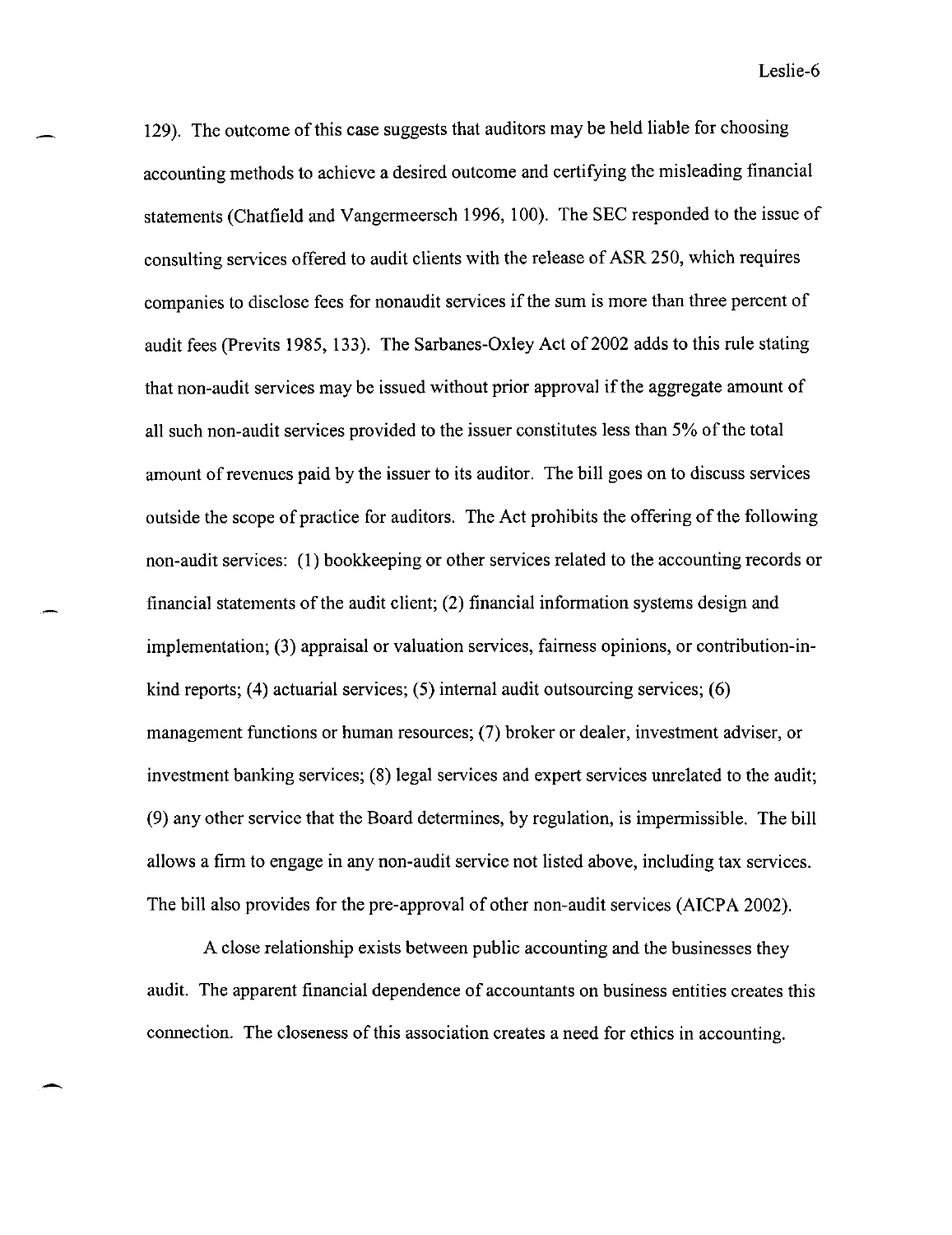129). The outcome of this case suggests that auditors may be held liable for choosing accounting methods to achieve a desired outcome and certifying the misleading financial statements (Chatfield and Vangermeersch 1996, 100). The SEC responded to the issue of consulting services offered to audit clients with the release of ASR 250, which requires companies to disclose fees for nonaudit services if the sum is more than three percent of audit fees (Previts 1985, 133). The Sarbanes-Oxley Act of 2002 adds to this rule stating that non-audit services may be issued without prior approval if the aggregate amount of all such non-audit services provided to the issuer constitutes less than 5% of the total amount of revenues paid by the issuer to its auditor. The bill goes on to discuss services outside the scope of practice for auditors. The Act prohibits the offering of the following non-audit services: (1) bookkeeping or other services related to the accounting records or financial statements of the audit client; (2) financial information systems design and implementation; (3) appraisal or valuation services, fairness opinions, or contribution-in-kind reports; (4) actuarial services; (5) internal audit outsourcing services; (6) management functions or human resources; (7) broker or dealer, investment adviser, or investment banking services; (8) legal services and expert services unrelated to the audit; (9) any other service that the Board determines, by regulation, is impermissible. The bill allows a firm to engage in any non-audit service not listed above, including tax services. The bill also provides for the pre-approval of other non-audit services (AICPA 2002).

A close relationship exists between public accounting and the businesses they audit. The apparent financial dependence of accountants on business entities creates this connection. The closeness of this association creates a need for ethics in accounting.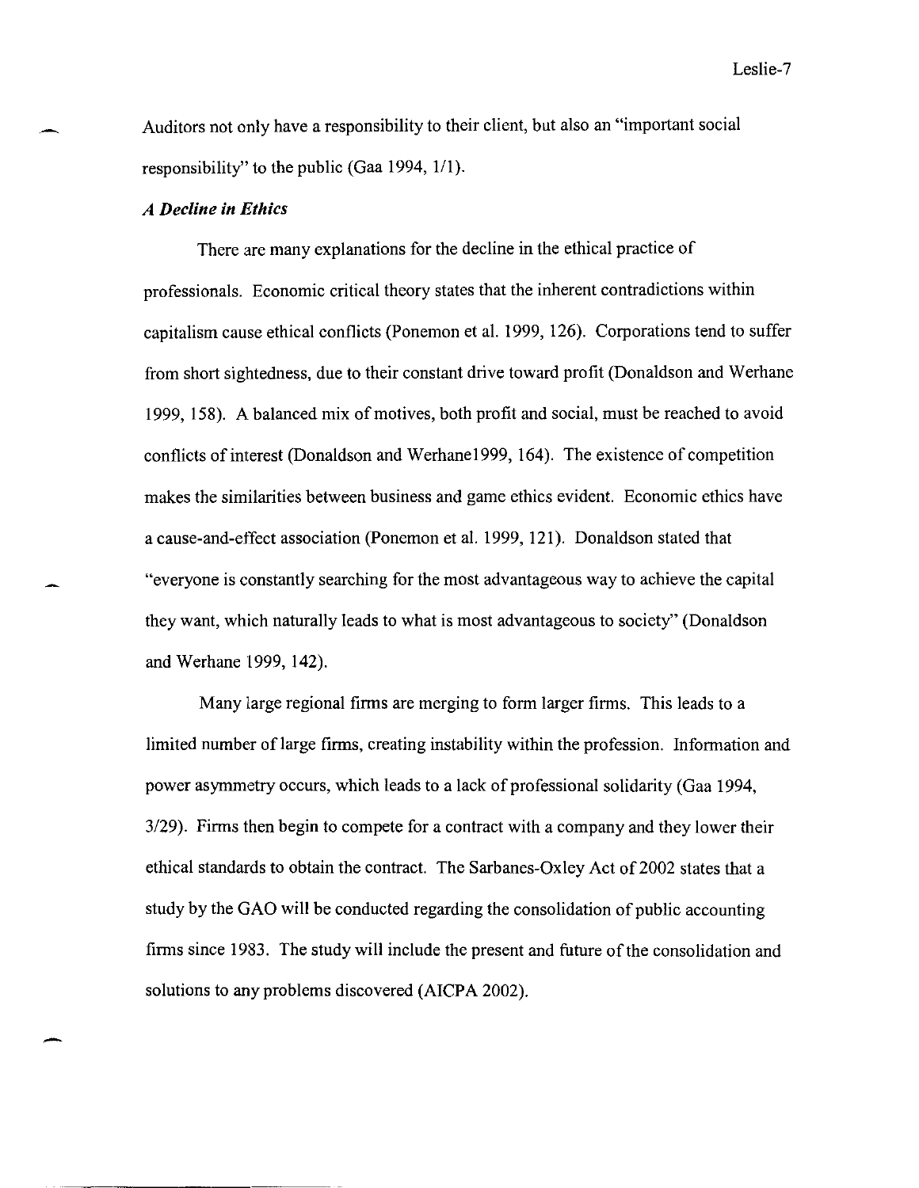Auditors not only have a responsibility to their client, but also an "important social responsibility" to the public (Gaa 1994, 1/1).

### *A Decline in Ethics*

There are many explanations for the decline in the ethical practice of professionals. Economic critical theory states that the inherent contradictions within capitalism cause ethical conflicts (Ponemon et al. 1999, 126). Corporations tend to suffer from short sightedness, due to their constant drive toward profit (Donaldson and Werhane 1999, 158). A balanced mix of motives, both profit and social, must be reached to avoid conflicts of interest (Donaldson and Werhane1999, 164). The existence of competition makes the similarities between business and game ethics evident. Economic ethics have a cause-and-effect association (Ponemon et al. 1999, 121). Donaldson stated that "everyone is constantly searching for the most advantageous way to achieve the capital they want, which naturally leads to what is most advantageous to society" (Donaldson and Werhane 1999, 142).

Many large regional firms are merging to form larger firms. This leads to a limited number of large firms, creating instability within the profession. Information and power asymmetry occurs, which leads to a lack of professional solidarity (Gaa 1994, 3/29). Firms then begin to compete for a contract with a company and they lower their ethical standards to obtain the contract. The Sarbanes-Oxley Act of 2002 states that a study by the GAO will be conducted regarding the consolidation of public accounting firms since 1983. The study will include the present and future of the consolidation and solutions to any problems discovered (AICPA 2002).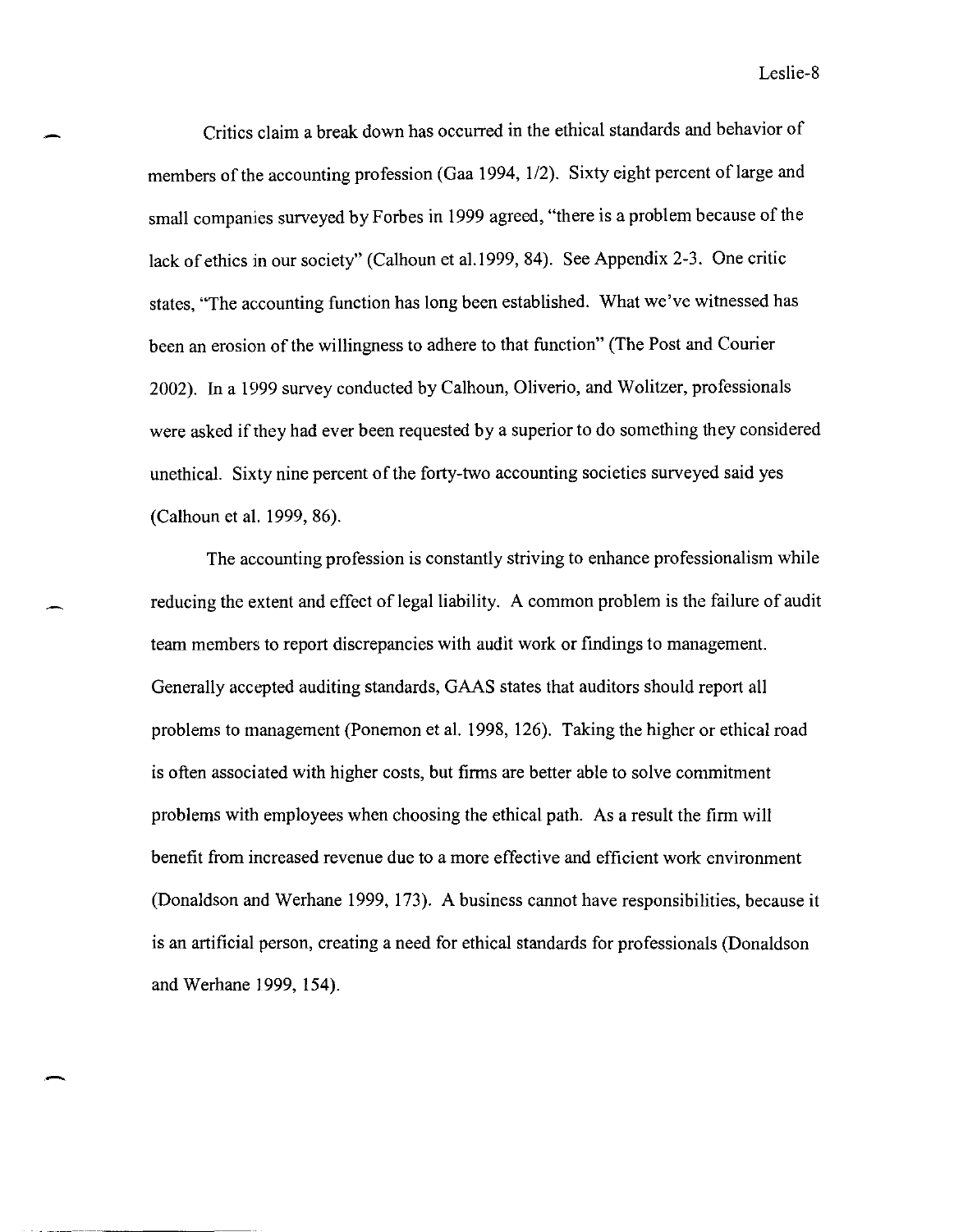Critics claim a break down has occurred in the ethical standards and behavior of members of the accounting profession (Gaa 1994, 1/2). Sixty eight percent of large and small companies surveyed by Forbes in 1999 agreed, "there is a problem because of the lack of ethics in our society" (Calhoun et al.1999, 84). See Appendix 2-3. One critic states, "The accounting function has long been established. What we've witnessed has been an erosion of the willingness to adhere to that function" (The Post and Courier 2002). In a 1999 survey conducted by Calhoun, Oliverio, and Wolitzer, professionals were asked if they had ever been requested by a superior to do something they considered unethical. Sixty nine percent of the forty-two accounting societies surveyed said yes (Calhoun et al. 1999, 86).

The accounting profession is constantly striving to enhance professionalism while reducing the extent and effect of legal liability. A common problem is the failure of audit team members to report discrepancies with audit work or findings to management. Generally accepted auditing standards, GAAS states that auditors should report all problems to management (Ponemon et al. 1998, 126). Taking the higher or ethical road is often associated with higher costs, but firms are better able to solve commitment problems with employees when choosing the ethical path. As a result the firm will benefit from increased revenue due to a more effective and efficient work environment (Donaldson and Werhane 1999, 173). A business cannot have responsibilities, because it is an artificial person, creating a need for ethical standards for professionals (Donaldson and Werhane 1999, 154).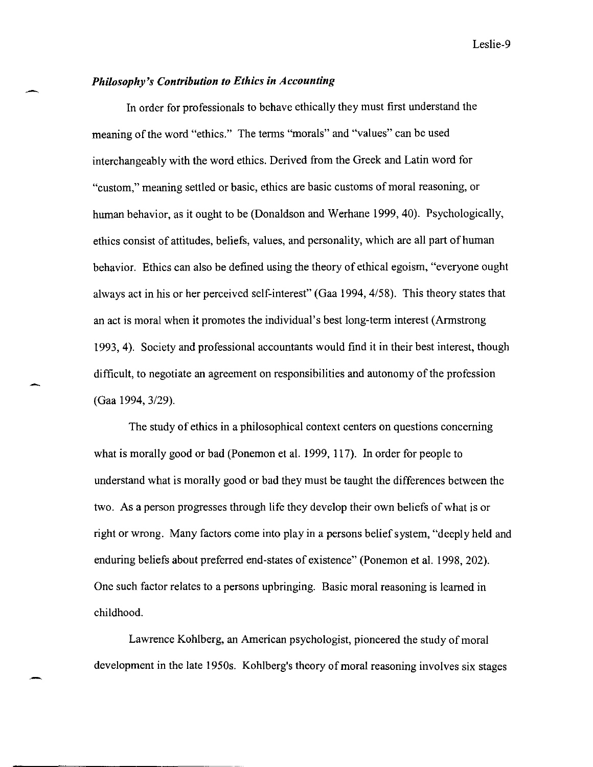### *Philosophy's Contribution to Ethics in Accounting*

In order for professionals to behave ethically they must first understand the meaning of the word "ethics." The terms "morals" and "values" can be used interchangeably with the word ethics. Derived from the Greek and Latin word for "custom," meaning settled or basic, ethics are basic customs of moral reasoning, or human behavior, as it ought to be (Donaldson and Werhane 1999, 40). Psychologically, ethics consist of attitudes, beliefs, values, and personality, which are all part of human behavior. Ethics can also be defined using the theory of ethical egoism, "everyone ought always act in his or her perceived self-interest" (Gaa 1994, 4/58). This theory states that an act is moral when it promotes the individual's best long-term interest (Armstrong 1993, 4). Society and professional accountants would find it in their best interest, though difficult, to negotiate an agreement on responsibilities and autonomy of the profession (Gaa 1994, 3/29).

The study of ethics in a philosophical context centers on questions concerning what is morally good or bad (Ponemon et al. 1999, 117). In order for people to understand what is morally good or bad they must be taught the differences between the two. As a person progresses through life they develop their own beliefs of what is or right or wrong. Many factors come into play in a persons belief system, "deeply held and enduring beliefs about preferred end-states of existence" (Ponemon et al. 1998, 202). One such factor relates to a persons upbringing. Basic moral reasoning is learned in childhood.

Lawrence Kohlberg, an American psychologist, pioneered the study of moral development in the late 1950s. Kohlberg's theory of moral reasoning involves six stages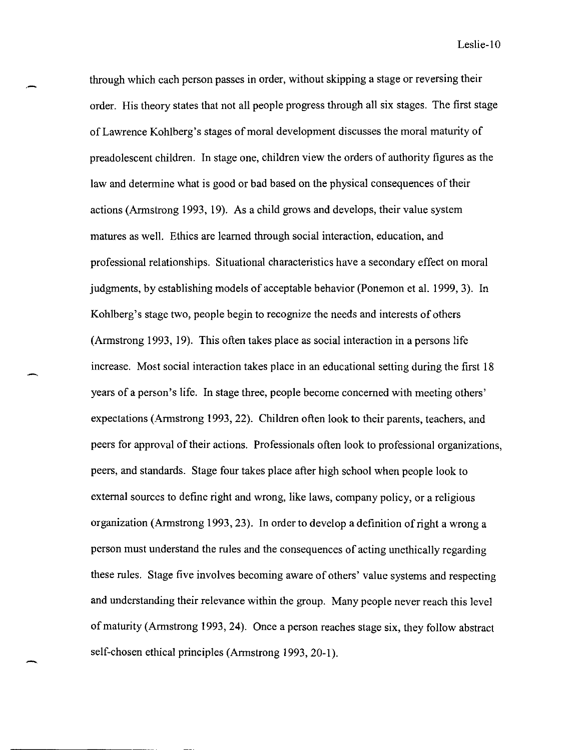through which each person passes in order, without skipping a stage or reversing their order. His theory states that not all people progress through all six stages. The first stage of Lawrence Kohlberg's stages of moral development discusses the moral maturity of preadolescent children. In stage one, children view the orders of authority figures as the law and determine what is good or bad based on the physical consequences of their actions (Armstrong 1993, 19). As a child grows and develops, their value system matures as well. Ethics are learned through social interaction, education, and professional relationships. Situational characteristics have a secondary effect on moral judgments, by establishing models of acceptable behavior (Ponemon et al. 1999, 3). In Kohlberg's stage two, people begin to recognize the needs and interests of others (Armstrong 1993, 19). This often takes place as social interaction in a persons life increase. Most social interaction takes place in an educational setting during the first 18 years of a person's life. In stage three, people become concerned with meeting others' expectations (Armstrong 1993, 22). Children often look to their parents, teachers, and peers for approval of their actions. Professionals often look to professional organizations, peers, and standards. Stage four takes place after high school when people look to external sources to define right and wrong, like laws, company policy, or a religious organization (Armstrong 1993, 23). In order to develop a definition of right a wrong a person must understand the rules and the consequences of acting unethically regarding these rules. Stage five involves becoming aware of others' value systems and respecting and understanding their relevance within the group. Many people never reach this level of maturity (Armstrong 1993, 24). Once a person reaches stage six, they follow abstract self-chosen ethical principles (Armstrong 1993, 20-1).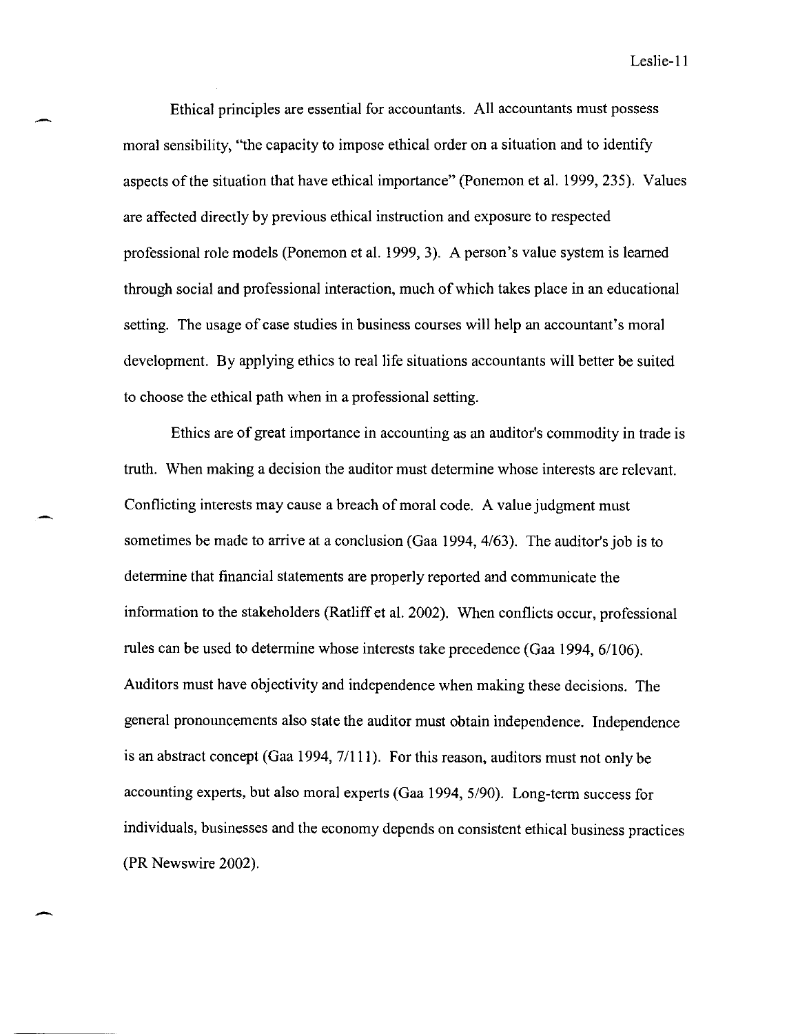Ethical principles are essential for accountants. All accountants must possess moral sensibility, "the capacity to impose ethical order on a situation and to identify aspects of the situation that have ethical importance" (Ponemon et al. 1999, 235). Values are affected directly by previous ethical instruction and exposure to respected professional role models (Ponemon et al. 1999, 3). A person's value system is learned through social and professional interaction, much of which takes place in an educational setting. The usage of case studies in business courses will help an accountant's moral development. By applying ethics to real life situations accountants will better be suited to choose the ethical path when in a professional setting.

Ethics are of great importance in accounting as an auditor's commodity in trade is truth. When making a decision the auditor must determine whose interests are relevant. Conflicting interests may cause a breach of moral code. A value judgment must sometimes be made to arrive at a conclusion (Gaa 1994, 4/63). The auditor's job is to determine that financial statements are properly reported and communicate the information to the stakeholders (Ratliff et al. 2002). When conflicts occur, professional rules can be used to determine whose interests take precedence (Gaa 1994, 6/106). Auditors must have objectivity and independence when making these decisions. The general pronouncements also state the auditor must obtain independence. Independence is an abstract concept (Gaa 1994, 7/111). For this reason, auditors must not only be accounting experts, but also moral experts (Gaa 1994, 5/90). Long-term success for individuals, businesses and the economy depends on consistent ethical business practices (PR Newswire 2002).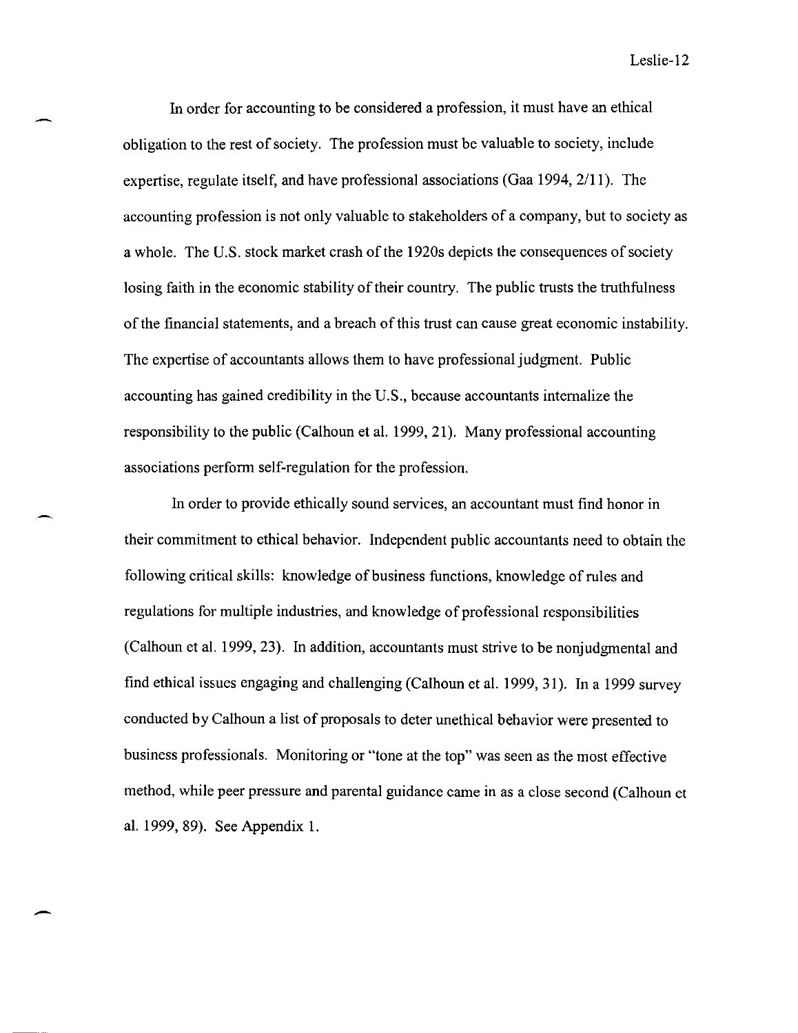In order for accounting to be considered a profession, it must have an ethical obligation to the rest of society. The profession must be valuable to society, include expertise, regulate itself, and have professional associations (Gaa 1994, 2/11). The accounting profession is not only valuable to stakeholders of a company, but to society as a whole. The U.S. stock market crash of the 1920s depicts the consequences of society losing faith in the economic stability of their country. The public trusts the truthfulness of the financial statements, and a breach of this trust can cause great economic instability. The expertise of accountants allows them to have professional judgment. Public accounting has gained credibility in the U.S., because accountants internalize the responsibility to the public (Calhoun et al. 1999, 21). Many professional accounting associations perform self-regulation for the profession.

In order to provide ethically sound services, an accountant must find honor in their commitment to ethical behavior. Independent public accountants need to obtain the following critical skills: knowledge of business functions, knowledge of rules and regulations for multiple industries, and knowledge of professional responsibilities (Calhoun et al. 1999, 23). In addition, accountants must strive to be nonjudgmental and find ethical issues engaging and challenging (Calhoun et al. 1999, 31). In a 1999 survey conducted by Calhoun a list of proposals to deter unethical behavior were presented to business professionals. Monitoring or "tone at the top" was seen as the most effective method, while peer pressure and parental guidance came in as a close second (Calhoun et al. 1999, 89). See Appendix 1.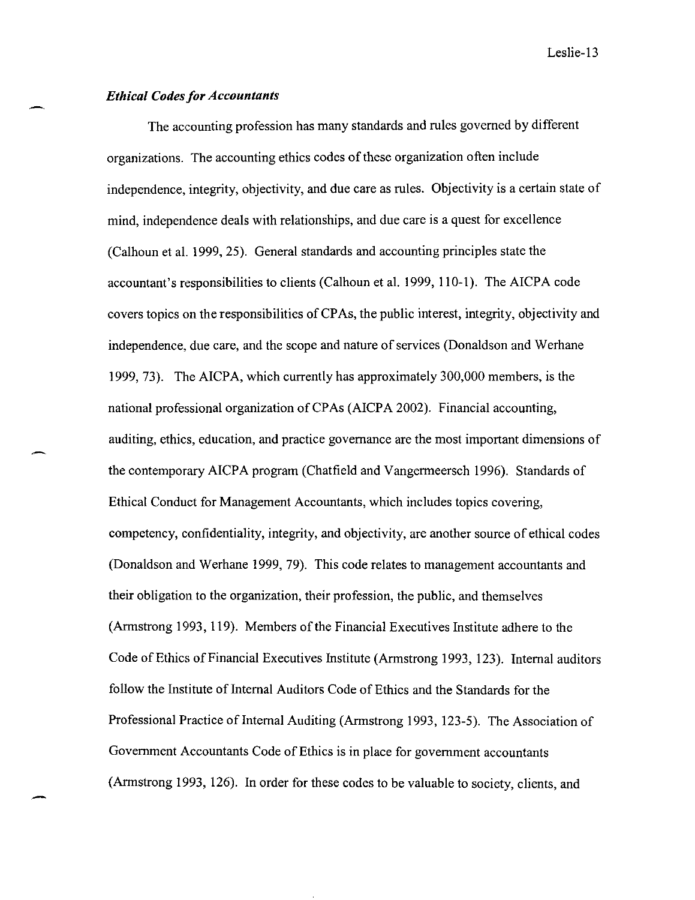*Ethical Codes for Accountants*

The accounting profession has many standards and rules governed by different organizations. The accounting ethics codes of these organization often include independence, integrity, objectivity, and due care as rules. Objectivity is a certain state of mind, independence deals with relationships, and due care is a quest for excellence (Calhoun et al. 1999, 25). General standards and accounting principles state the accountant's responsibilities to clients (Calhoun et al. 1999, 110-1). The AICPA code covers topics on the responsibilities of CPAs, the public interest, integrity, objectivity and independence, due care, and the scope and nature of services (Donaldson and Werhane 1999, 73). The AICPA, which currently has approximately 300,000 members, is the national professional organization of CPAs (AICPA 2002). Financial accounting, auditing, ethics, education, and practice governance are the most important dimensions of the contemporary AICPA program (Chatfield and Vangermeersch 1996). Standards of Ethical Conduct for Management Accountants, which includes topics covering, competency, confidentiality, integrity, and objectivity, are another source of ethical codes (Donaldson and Werhane 1999, 79). This code relates to management accountants and their obligation to the organization, their profession, the public, and themselves (Armstrong 1993, 119). Members of the Financial Executives Institute adhere to the Code of Ethics of Financial Executives Institute (Armstrong 1993, 123). Internal auditors follow the Institute of Internal Auditors Code of Ethics and the Standards for the Professional Practice of Internal Auditing (Armstrong 1993, 123-5). The Association of Government Accountants Code of Ethics is in place for government accountants (Armstrong 1993, 126). In order for these codes to be valuable to society, clients, and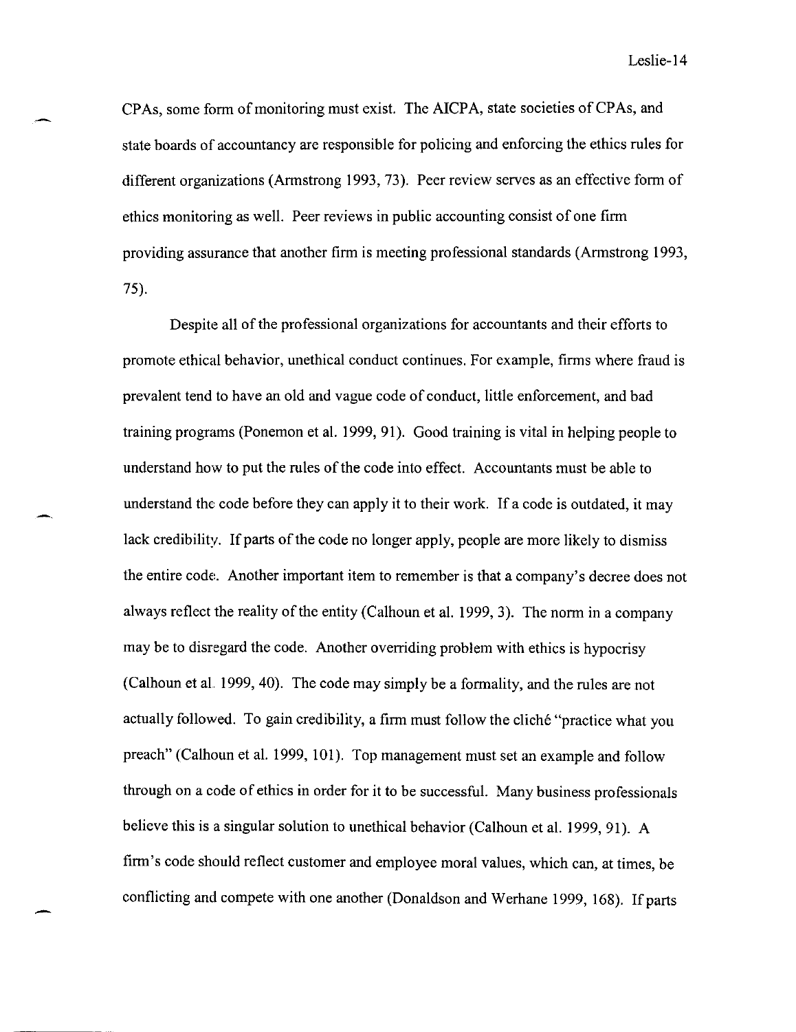CPAs, some form of monitoring must exist. The AICPA, state societies of CPAs, and state boards of accountancy are responsible for policing and enforcing the ethics rules for different organizations (Armstrong 1993, 73). Peer review serves as an effective form of ethics monitoring as well. Peer reviews in public accounting consist of one firm providing assurance that another firm is meeting professional standards (Armstrong 1993, 75).

Despite all of the professional organizations for accountants and their efforts to promote ethical behavior, unethical conduct continues. For example, firms where fraud is prevalent tend to have an old and vague code of conduct, little enforcement, and bad training programs (Ponemon et al. 1999, 91). Good training is vital in helping people to understand how to put the rules of the code into effect. Accountants must be able to understand the code before they can apply it to their work. If a code is outdated, it may lack credibility. If parts of the code no longer apply, people are more likely to dismiss the entire code. Another important item to remember is that a company's decree does not always reflect the reality of the entity (Calhoun et al. 1999, 3). The norm in a company may be to disregard the code. Another overriding problem with ethics is hypocrisy (Calhoun et al. 1999, 40). The code may simply be a formality, and the rules are not actually followed. To gain credibility, a firm must follow the cliché "practice what you preach" (Calhoun et al. 1999, 101). Top management must set an example and follow through on a code of ethics in order for it to be successful. Many business professionals believe this is a singular solution to unethical behavior (Calhoun et al. 1999, 91). A firm's code should reflect customer and employee moral values, which can, at times, be conflicting and compete with one another (Donaldson and Werhane 1999, 168). If parts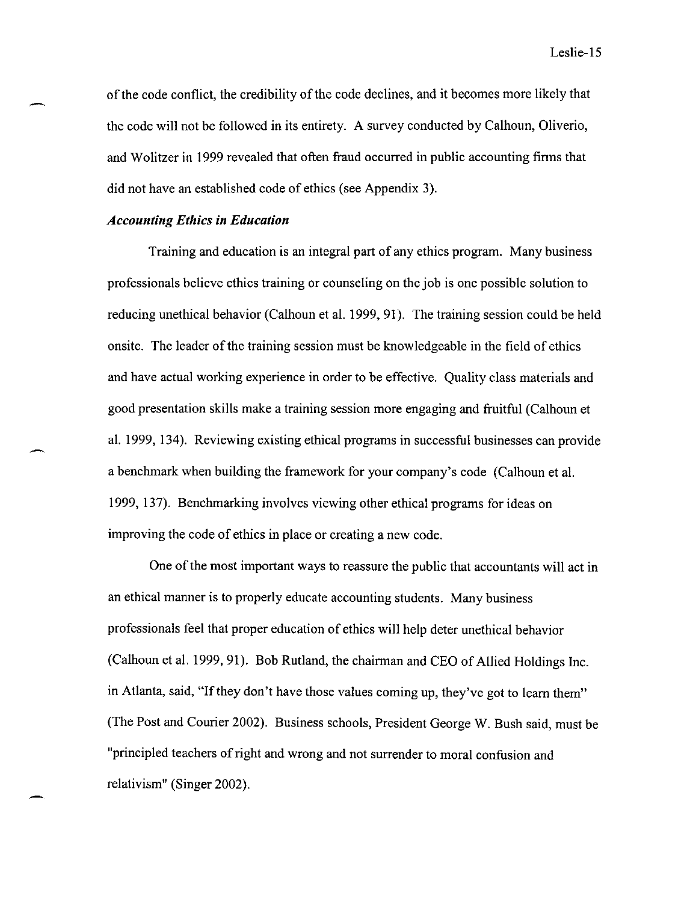of the code conflict, the credibility of the code declines, and it becomes more likely that the code will not be followed in its entirety. A survey conducted by Calhoun, Oliverio, and Wolitzer in 1999 revealed that often fraud occurred in public accounting firms that did not have an established code of ethics (see Appendix 3).

### *Accounting Ethics in Education*

Training and education is an integral part of any ethics program. Many business professionals believe ethics training or counseling on the job is one possible solution to reducing unethical behavior (Calhoun et al. 1999, 91). The training session could be held onsite. The leader of the training session must be knowledgeable in the field of ethics and have actual working experience in order to be effective. Quality class materials and good presentation skills make a training session more engaging and fruitful (Calhoun et al. 1999, 134). Reviewing existing ethical programs in successful businesses can provide a benchmark when building the framework for your company's code (Calhoun et al. 1999, 137). Benchmarking involves viewing other ethical programs for ideas on improving the code of ethics in place or creating a new code.

One of the most important ways to reassure the public that accountants will act in an ethical manner is to properly educate accounting students. Many business professionals feel that proper education of ethics will help deter unethical behavior (Calhoun et al. 1999, 91). Bob Rutland, the chairman and CEO of Allied Holdings Inc. in Atlanta, said, "If they don't have those values coming up, they've got to learn them" (The Post and Courier 2002). Business schools, President George W. Bush said, must be "principled teachers of right and wrong and not surrender to moral confusion and relativism" (Singer 2002).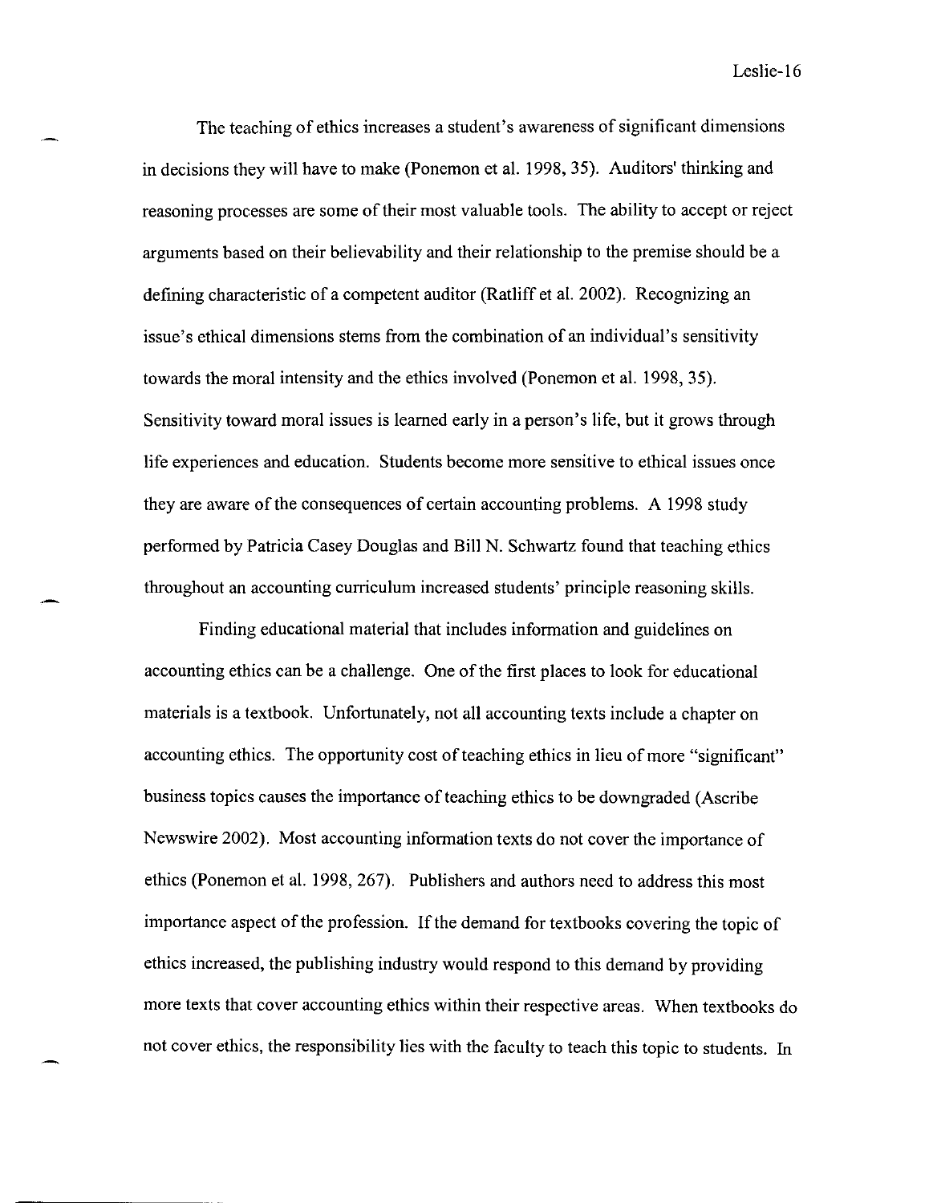The teaching of ethics increases a student's awareness of significant dimensions in decisions they will have to make (Ponemon et al. 1998, 35). Auditors' thinking and reasoning processes are some of their most valuable tools. The ability to accept or reject arguments based on their believability and their relationship to the premise should be a defining characteristic of a competent auditor (Ratliff et al. 2002). Recognizing an issue's ethical dimensions stems from the combination of an individual's sensitivity towards the moral intensity and the ethics involved (Ponemon et al. 1998, 35). Sensitivity toward moral issues is learned early in a person's life, but it grows through life experiences and education. Students become more sensitive to ethical issues once they are aware of the consequences of certain accounting problems. A 1998 study performed by Patricia Casey Douglas and Bill N. Schwartz found that teaching ethics throughout an accounting curriculum increased students' principle reasoning skills.

Finding educational material that includes information and guidelines on accounting ethics can be a challenge. One of the first places to look for educational materials is a textbook. Unfortunately, not all accounting texts include a chapter on accounting ethics. The opportunity cost of teaching ethics in lieu of more "significant" business topics causes the importance of teaching ethics to be downgraded (Ascribe Newswire 2002). Most accounting information texts do not cover the importance of ethics (Ponemon et al. 1998, 267). Publishers and authors need to address this most importance aspect of the profession. If the demand for textbooks covering the topic of ethics increased, the publishing industry would respond to this demand by providing more texts that cover accounting ethics within their respective areas. When textbooks do not cover ethics, the responsibility lies with the faculty to teach this topic to students. In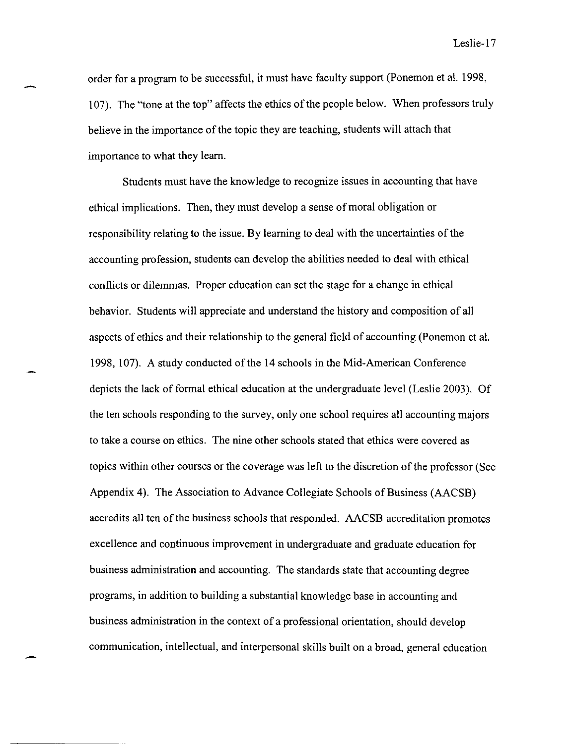order for a program to be successful, it must have faculty support (Ponemon et al. 1998, 107). The "tone at the top" affects the ethics of the people below. When professors truly believe in the importance of the topic they are teaching, students will attach that importance to what they learn.

Students must have the knowledge to recognize issues in accounting that have ethical implications. Then, they must develop a sense of moral obligation or responsibility relating to the issue. By learning to deal with the uncertainties of the accounting profession, students can develop the abilities needed to deal with ethical conflicts or dilemmas. Proper education can set the stage for a change in ethical behavior. Students will appreciate and understand the history and composition of all aspects of ethics and their relationship to the general field of accounting (Ponemon et al. 1998, 107). A study conducted of the 14 schools in the Mid-American Conference depicts the lack of formal ethical education at the undergraduate level (Leslie 2003). Of the ten schools responding to the survey, only one school requires all accounting majors to take a course on ethics. The nine other schools stated that ethics were covered as topics within other courses or the coverage was left to the discretion of the professor (See Appendix 4). The Association to Advance Collegiate Schools of Business (AACSB) accredits all ten of the business schools that responded. AACSB accreditation promotes excellence and continuous improvement in undergraduate and graduate education for business administration and accounting. The standards state that accounting degree programs, in addition to building a substantial knowledge base in accounting and business administration in the context of a professional orientation, should develop communication, intellectual, and interpersonal skills built on a broad, general education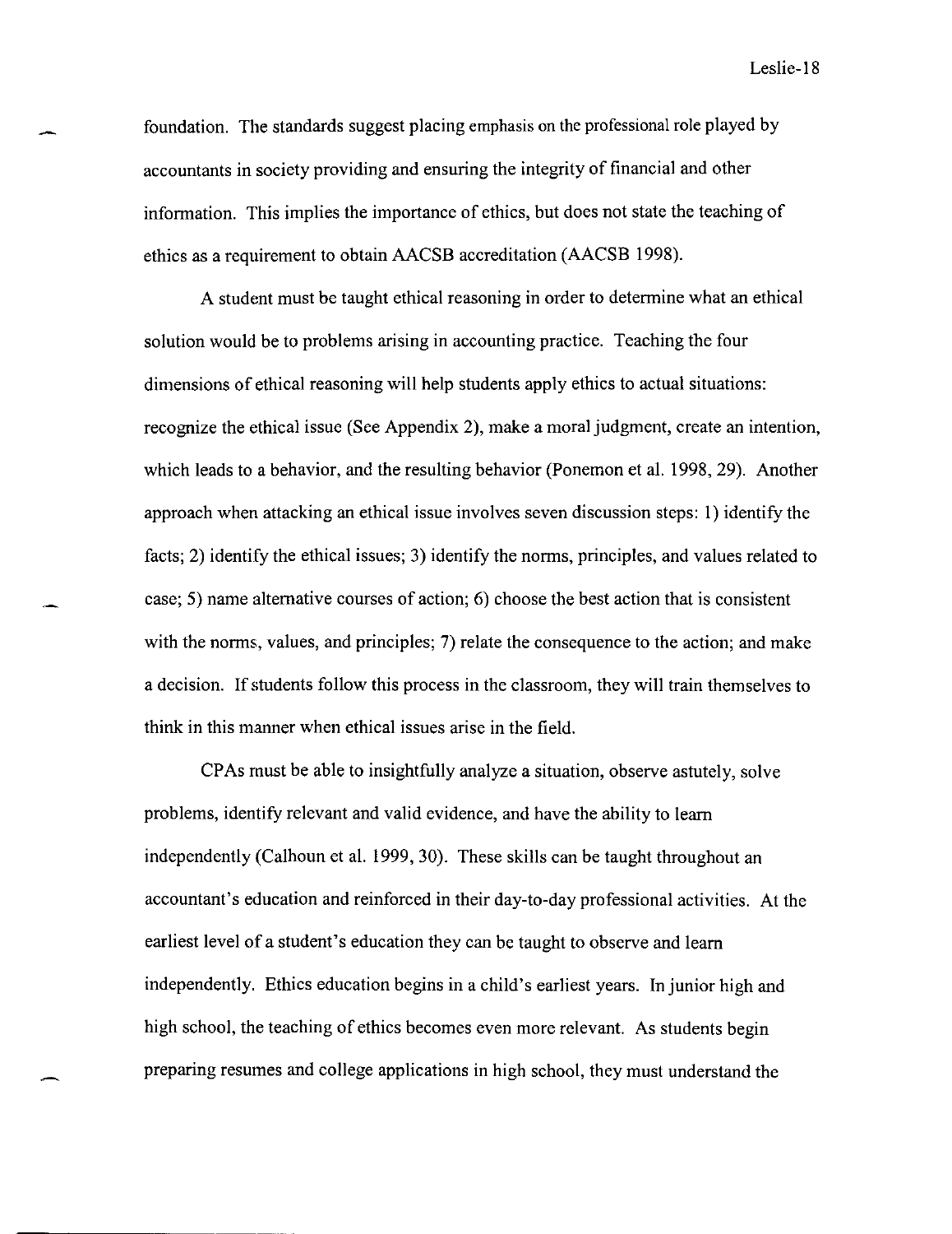foundation. The standards suggest placing emphasis on the professional role played by accountants in society providing and ensuring the integrity of financial and other information. This implies the importance of ethics, but does not state the teaching of ethics as a requirement to obtain AACSB accreditation (AACSB 1998).

A student must be taught ethical reasoning in order to determine what an ethical solution would be to problems arising in accounting practice. Teaching the four dimensions of ethical reasoning will help students apply ethics to actual situations: recognize the ethical issue (See Appendix 2), make a moral judgment, create an intention, which leads to a behavior, and the resulting behavior (Ponemon et al. 1998, 29). Another approach when attacking an ethical issue involves seven discussion steps: 1) identify the facts; 2) identify the ethical issues; 3) identify the norms, principles, and values related to case; 5) name alternative courses of action; 6) choose the best action that is consistent with the norms, values, and principles; 7) relate the consequence to the action; and make a decision. If students follow this process in the classroom, they will train themselves to think in this manner when ethical issues arise in the field.

CPAs must be able to insightfully analyze a situation, observe astutely, solve problems, identify relevant and valid evidence, and have the ability to learn independently (Calhoun et al. 1999, 30). These skills can be taught throughout an accountant's education and reinforced in their day-to-day professional activities. At the earliest level of a student's education they can be taught to observe and learn independently. Ethics education begins in a child's earliest years. In junior high and high school, the teaching of ethics becomes even more relevant. As students begin preparing resumes and college applications in high school, they must understand the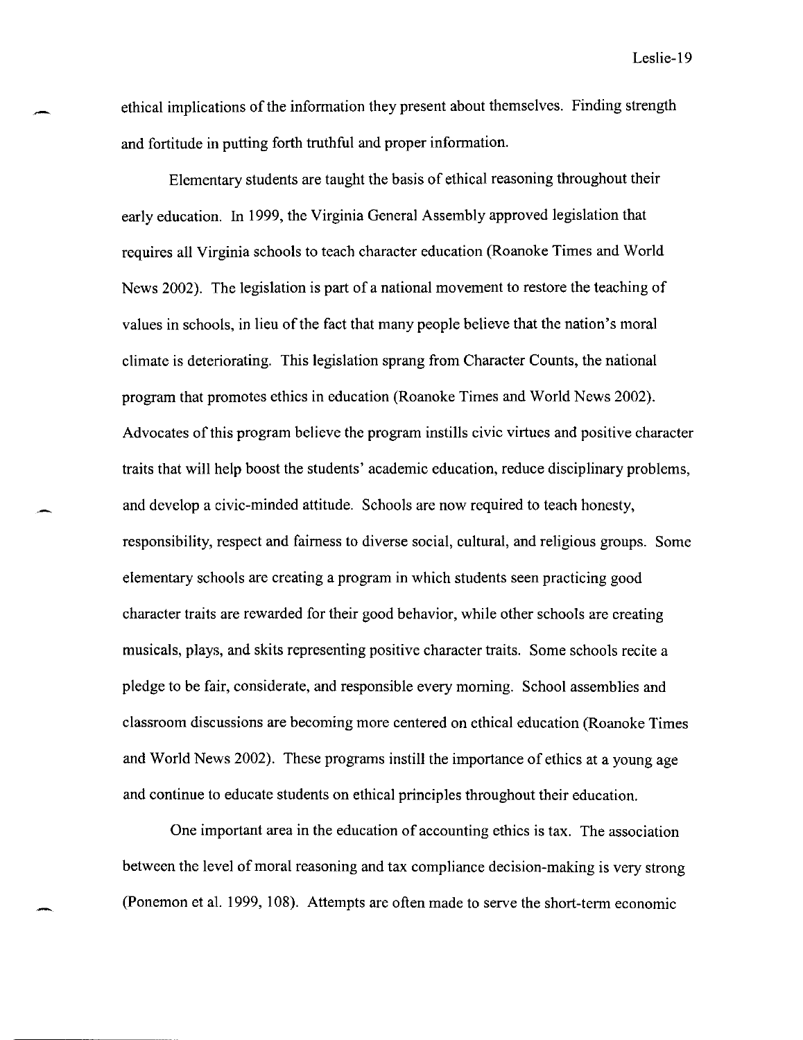ethical implications of the information they present about themselves. Finding strength and fortitude in putting forth truthful and proper information.

Elementary students are taught the basis of ethical reasoning throughout their early education. In 1999, the Virginia General Assembly approved legislation that requires all Virginia schools to teach character education (Roanoke Times and World News 2002). The legislation is part of a national movement to restore the teaching of values in schools, in lieu of the fact that many people believe that the nation's moral climate is deteriorating. This legislation sprang from Character Counts, the national program that promotes ethics in education (Roanoke Times and World News 2002). Advocates of this program believe the program instills civic virtues and positive character traits that will help boost the students' academic education, reduce disciplinary problems, and develop a civic-minded attitude. Schools are now required to teach honesty, responsibility, respect and fairness to diverse social, cultural, and religious groups. Some elementary schools are creating a program in which students seen practicing good character traits are rewarded for their good behavior, while other schools are creating musicals, plays, and skits representing positive character traits. Some schools recite a pledge to be fair, considerate, and responsible every morning. School assemblies and classroom discussions are becoming more centered on ethical education (Roanoke Times and World News 2002). These programs instill the importance of ethics at a young age and continue to educate students on ethical principles throughout their education.

One important area in the education of accounting ethics is tax. The association between the level of moral reasoning and tax compliance decision-making is very strong (Ponemon et al. 1999, 108). Attempts are often made to serve the short-term economic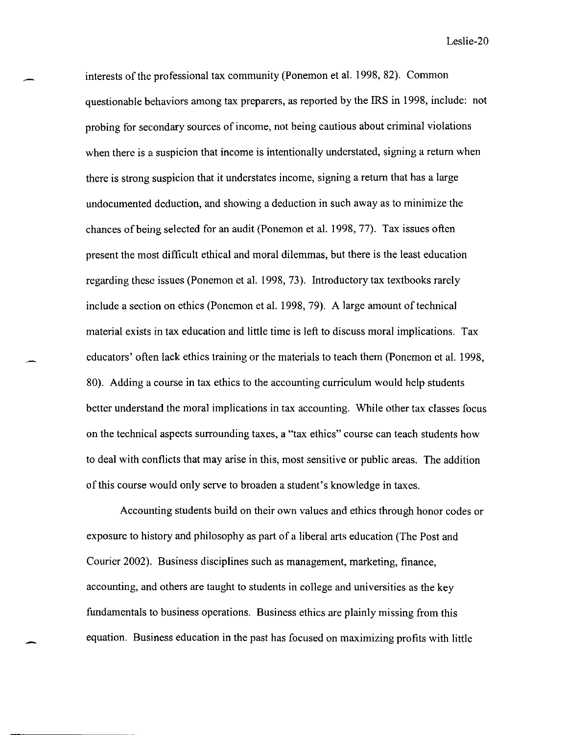interests of the professional tax community (Ponemon et al. 1998, 82). Common questionable behaviors among tax preparers, as reported by the IRS in 1998, include: not probing for secondary sources of income, not being cautious about criminal violations when there is a suspicion that income is intentionally understated, signing a return when there is strong suspicion that it understates income, signing a return that has a large undocumented deduction, and showing a deduction in such away as to minimize the chances of being selected for an audit (Ponemon et al. 1998, 77). Tax issues often present the most difficult ethical and moral dilemmas, but there is the least education regarding these issues (Ponemon et al. 1998, 73). Introductory tax textbooks rarely include a section on ethics (Ponemon et al. 1998, 79). A large amount of technical material exists in tax education and little time is left to discuss moral implications. Tax educators' often lack ethics training or the materials to teach them (Ponemon et al. 1998, 80). Adding a course in tax ethics to the accounting curriculum would help students better understand the moral implications in tax accounting. While other tax classes focus on the technical aspects surrounding taxes, a "tax ethics" course can teach students how to deal with conflicts that may arise in this, most sensitive or public areas. The addition of this course would only serve to broaden a student's knowledge in taxes.

Accounting students build on their own values and ethics through honor codes or exposure to history and philosophy as part of a liberal arts education (The Post and Courier 2002). Business disciplines such as management, marketing, finance, accounting, and others are taught to students in college and universities as the key fundamentals to business operations. Business ethics are plainly missing from this equation. Business education in the past has focused on maximizing profits with little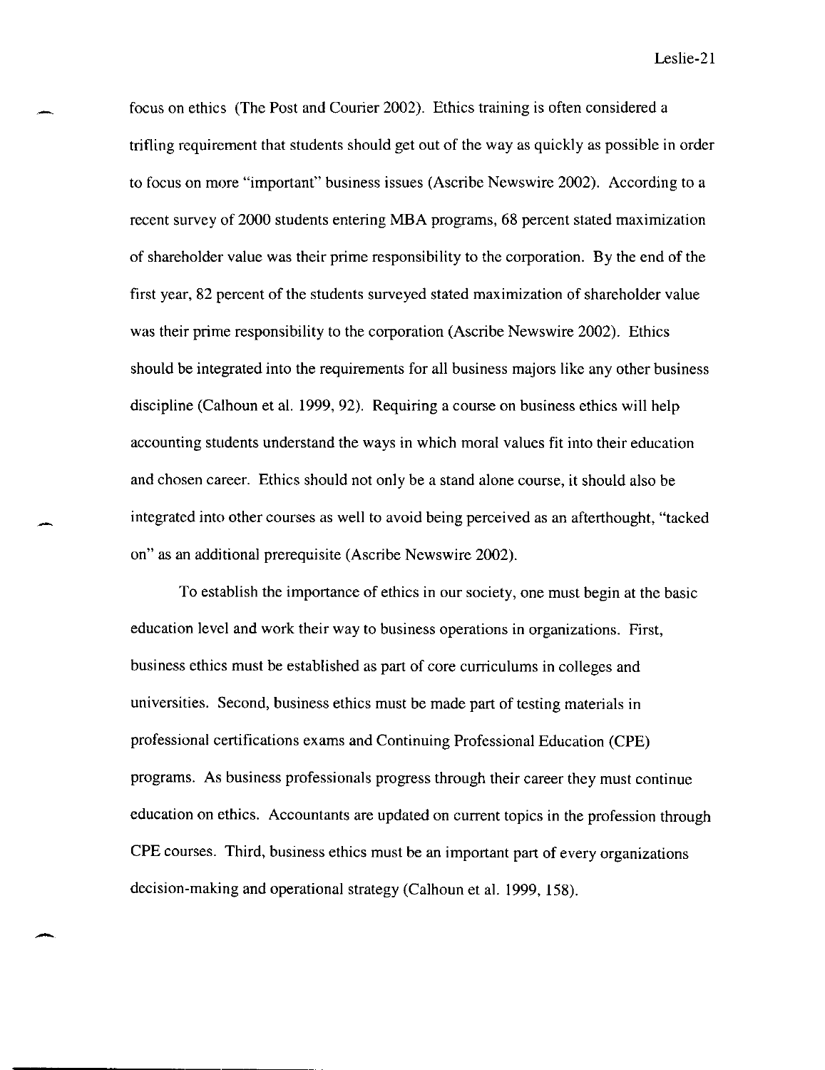focus on ethics (The Post and Courier 2002). Ethics training is often considered a trifling requirement that students should get out of the way as quickly as possible in order to focus on more "important" business issues (Ascribe Newswire 2002). According to a recent survey of 2000 students entering MBA programs, 68 percent stated maximization of shareholder value was their prime responsibility to the corporation. By the end of the first year, 82 percent of the students surveyed stated maximization of shareholder value was their prime responsibility to the corporation (Ascribe Newswire 2002). Ethics should be integrated into the requirements for all business majors like any other business discipline (Calhoun et al. 1999, 92). Requiring a course on business ethics will help accounting students understand the ways in which moral values fit into their education and chosen career. Ethics should not only be a stand alone course, it should also be integrated into other courses as well to avoid being perceived as an afterthought, "tacked on" as an additional prerequisite (Ascribe Newswire 2002).

To establish the importance of ethics in our society, one must begin at the basic education level and work their way to business operations in organizations. First, business ethics must be established as part of core curriculums in colleges and universities. Second, business ethics must be made part of testing materials in professional certifications exams and Continuing Professional Education (CPE) programs. As business professionals progress through their career they must continue education on ethics. Accountants are updated on current topics in the profession through CPE courses. Third, business ethics must be an important part of every organizations decision-making and operational strategy (Calhoun et al. 1999, 158).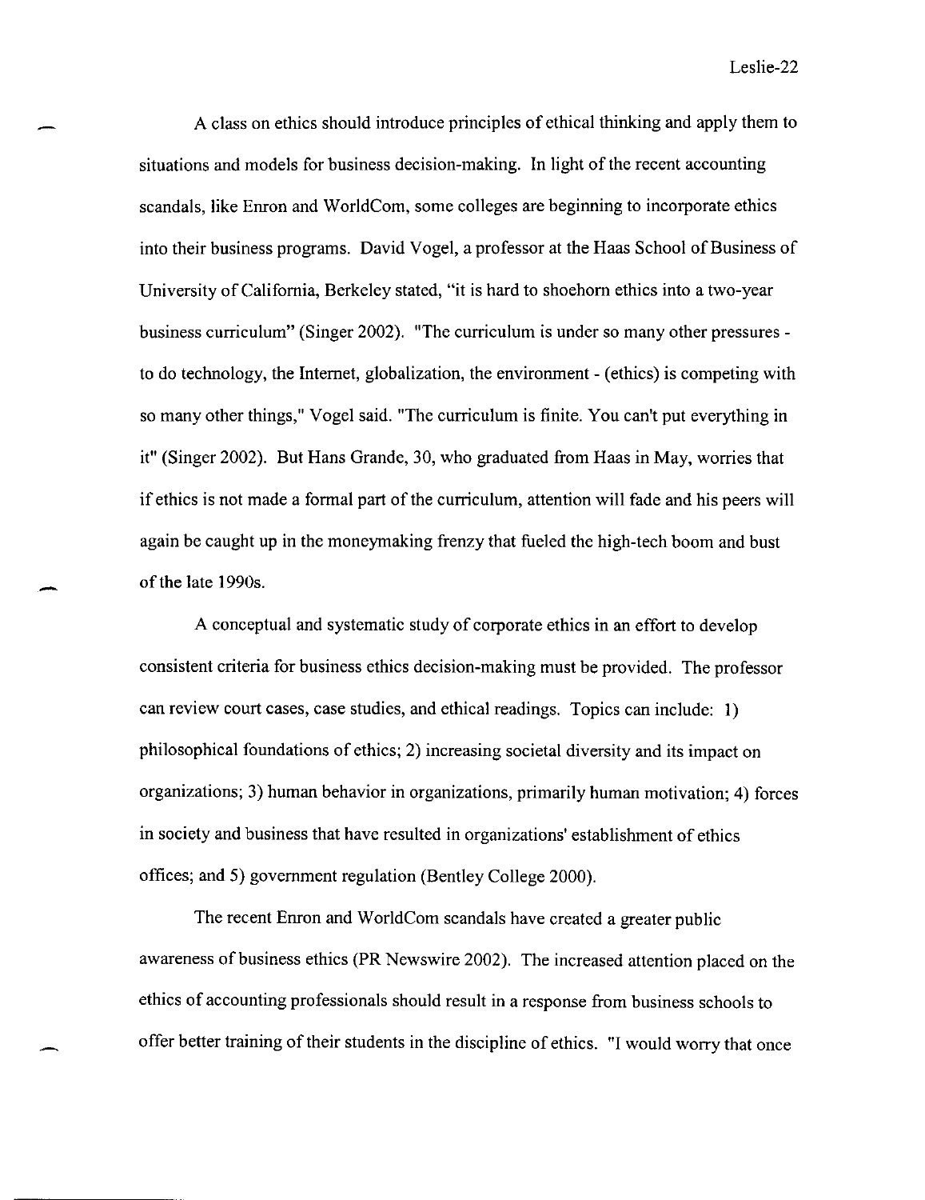A class on ethics should introduce principles of ethical thinking and apply them to situations and models for business decision-making. In light of the recent accounting scandals, like Enron and WorldCom, some colleges are beginning to incorporate ethics into their business programs. David Vogel, a professor at the Haas School of Business of University of California, Berkeley stated, "it is hard to shoehorn ethics into a two-year business curriculum" (Singer 2002). "The curriculum is under so many other pressures - to do technology, the Internet, globalization, the environment - (ethics) is competing with so many other things," Vogel said. "The curriculum is finite. You can't put everything in it" (Singer 2002). But Hans Grande, 30, who graduated from Haas in May, worries that if ethics is not made a formal part of the curriculum, attention will fade and his peers will again be caught up in the moneymaking frenzy that fueled the high-tech boom and bust of the late 1990s.

A conceptual and systematic study of corporate ethics in an effort to develop consistent criteria for business ethics decision-making must be provided. The professor can review court cases, case studies, and ethical readings. Topics can include: 1) philosophical foundations of ethics; 2) increasing societal diversity and its impact on organizations; 3) human behavior in organizations, primarily human motivation; 4) forces in society and business that have resulted in organizations' establishment of ethics offices; and 5) government regulation (Bentley College 2000).

The recent Enron and WorldCom scandals have created a greater public awareness of business ethics (PR Newswire 2002). The increased attention placed on the ethics of accounting professionals should result in a response from business schools to offer better training of their students in the discipline of ethics. "I would worry that once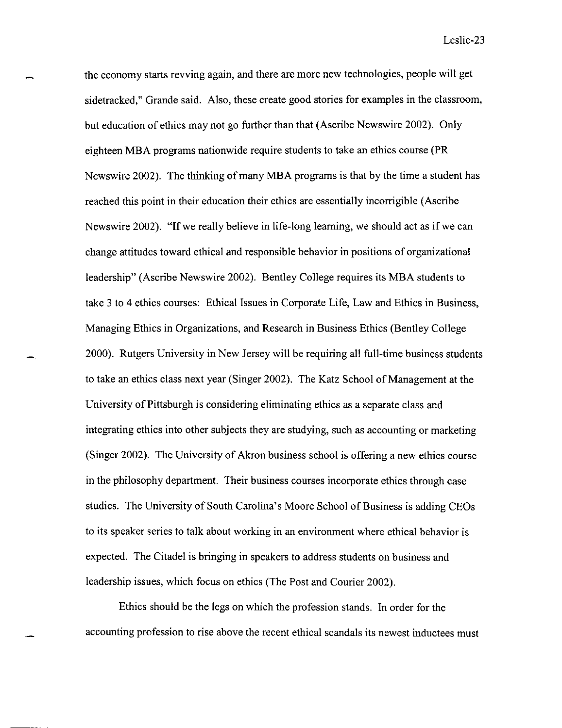the economy starts revving again, and there are more new technologies, people will get sidetracked," Grande said. Also, these create good stories for examples in the classroom, but education of ethics may not go further than that (Ascribe Newswire 2002). Only eighteen MBA programs nationwide require students to take an ethics course (PR Newswire 2002). The thinking of many MBA programs is that by the time a student has reached this point in their education their ethics are essentially incorrigible (Ascribe Newswire 2002). "If we really believe in life-long learning, we should act as if we can change attitudes toward ethical and responsible behavior in positions of organizational leadership" (Ascribe Newswire 2002). Bentley College requires its MBA students to take 3 to 4 ethics courses: Ethical Issues in Corporate Life, Law and Ethics in Business, Managing Ethics in Organizations, and Research in Business Ethics (Bentley College 2000). Rutgers University in New Jersey will be requiring all full-time business students to take an ethics class next year (Singer 2002). The Katz School of Management at the University of Pittsburgh is considering eliminating ethics as a separate class and integrating ethics into other subjects they are studying, such as accounting or marketing (Singer 2002). The University of Akron business school is offering a new ethics course in the philosophy department. Their business courses incorporate ethics through case studies. The University of South Carolina's Moore School of Business is adding CEOs to its speaker series to talk about working in an environment where ethical behavior is expected. The Citadel is bringing in speakers to address students on business and leadership issues, which focus on ethics (The Post and Courier 2002).

Ethics should be the legs on which the profession stands. In order for the accounting profession to rise above the recent ethical scandals its newest inductees must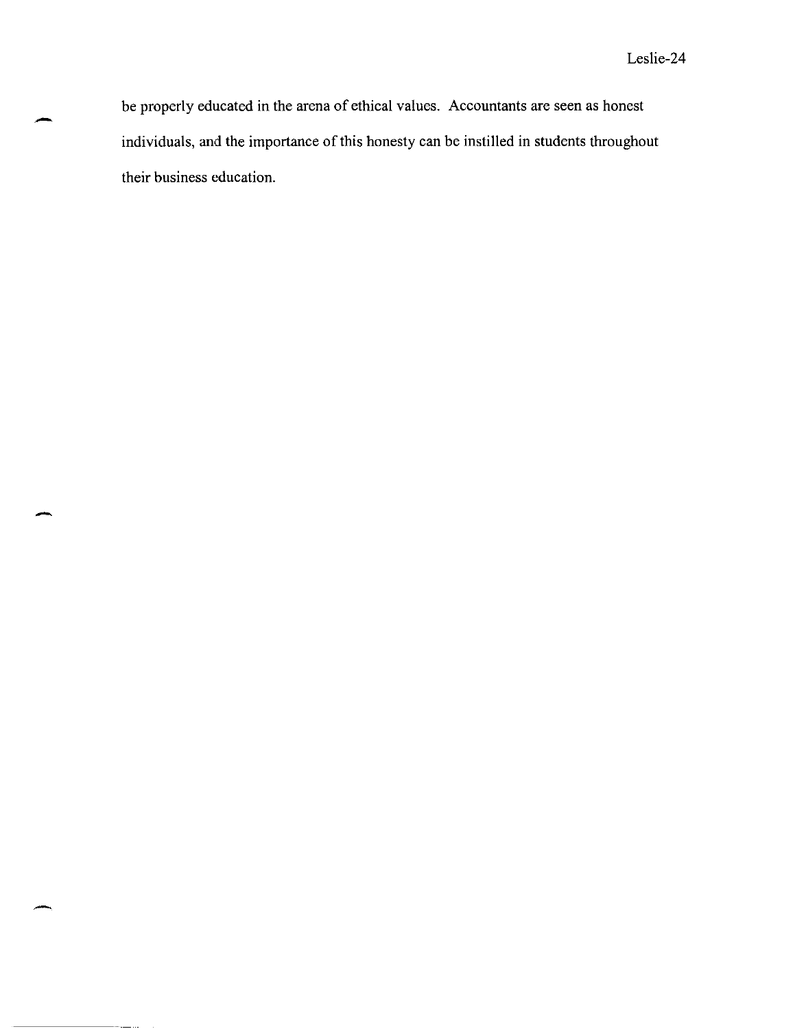be properly educated in the arena of ethical values. Accountants are seen as honest individuals, and the importance of this honesty can be instilled in students throughout their business education.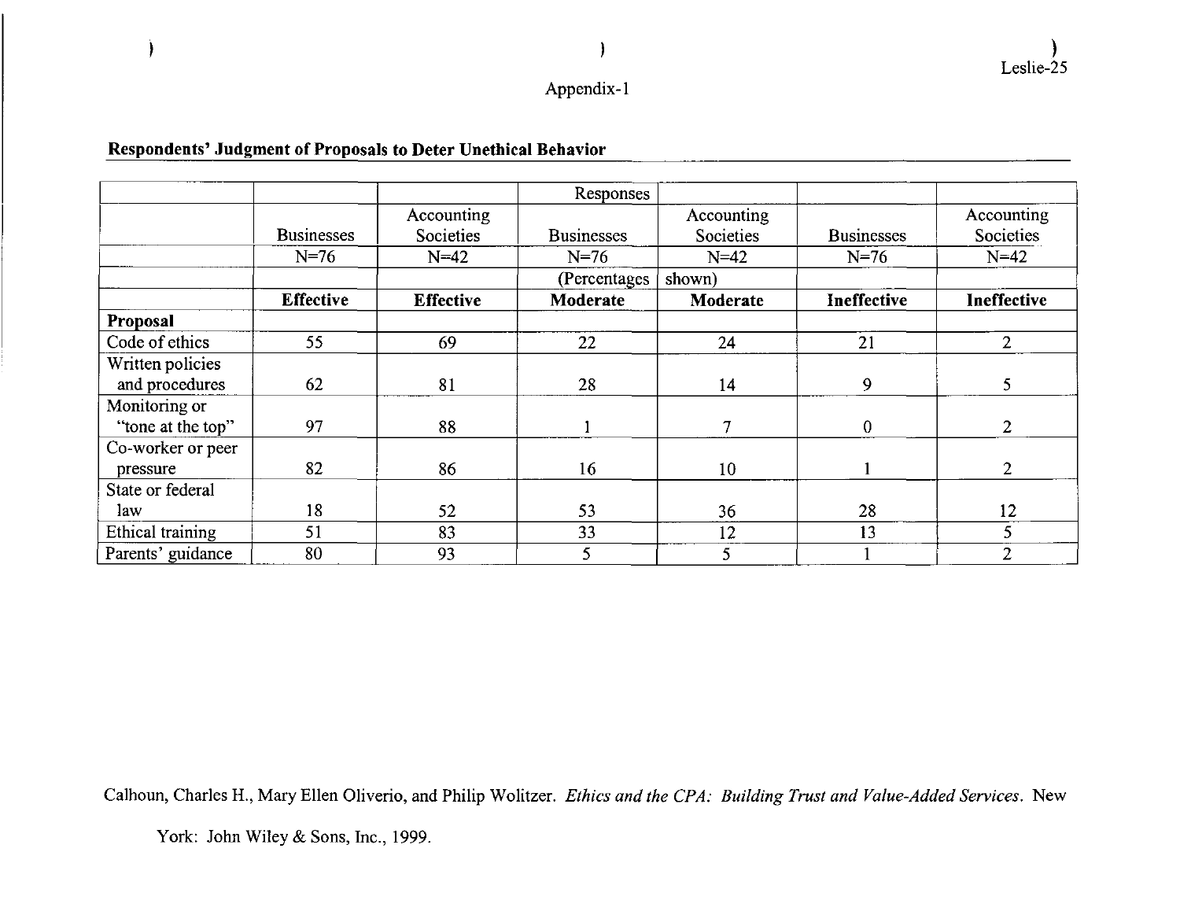Appendix-1

**Respondents' Judgment of Proposals to Deter Unethical Behavior**

| | | | Responses | | | |
|---|---|---|---|---|---|---|
| | Businesses | Accounting Societies | Businesses | Accounting Societies | Businesses | Accounting Societies |
| | N=76 | N=42 | N=76 | N=42 | N=76 | N=42 |
| | | | (Percentages | shown) | | |
| | **Effective** | **Effective** | **Moderate** | **Moderate** | **Ineffective** | **Ineffective** |
| **Proposal** | | | | | | |
| Code of ethics | 55 | 69 | 22 | 24 | 21 | 2 |
| Written policies and procedures | 62 | 81 | 28 | 14 | 9 | 5 |
| Monitoring or "tone at the top" | 97 | 88 | 1 | 7 | 0 | 2 |
| Co-worker or peer pressure | 82 | 86 | 16 | 10 | 1 | 2 |
| State or federal law | 18 | 52 | 53 | 36 | 28 | 12 |
| Ethical training | 51 | 83 | 33 | 12 | 13 | 5 |
| Parents' guidance | 80 | 93 | 5 | 5 | 1 | 2 |

Calhoun, Charles H., Mary Ellen Oliverio, and Philip Wolitzer. *Ethics and the CPA: Building Trust and Value-Added Services*. New York: John Wiley & Sons, Inc., 1999.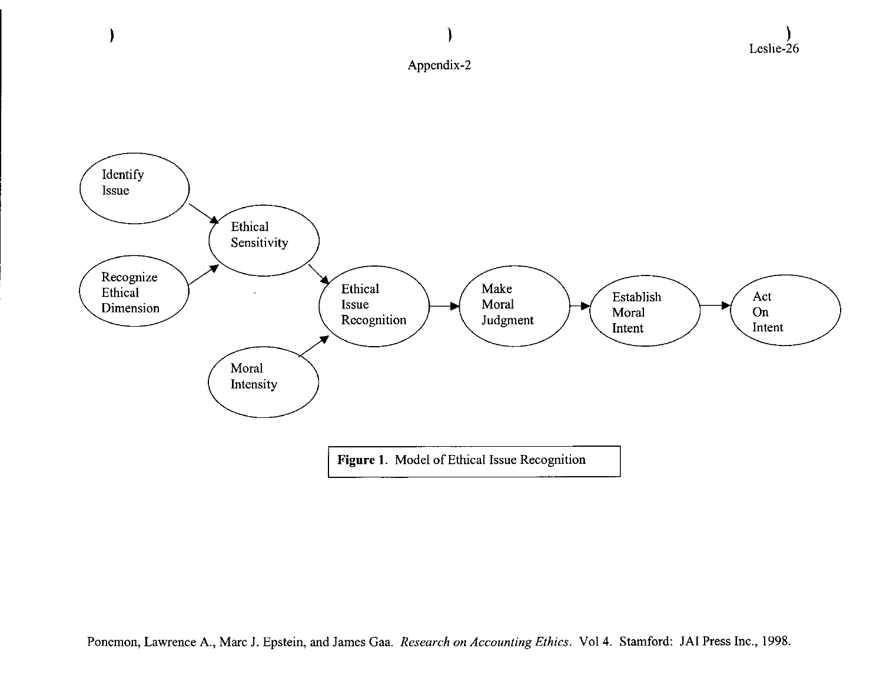Appendix-2

Identify Issue

Recognize Ethical Dimension

Ethical Sensitivity

Moral Intensity

Ethical Issue Recognition

Make Moral Judgment

Establish Moral Intent

Act On Intent

**Figure 1**. Model of Ethical Issue Recognition

Ponemon, Lawrence A., Marc J. Epstein, and James Gaa. *Research on Accounting Ethics*. Vol 4. Stamford: JAI Press Inc., 1998.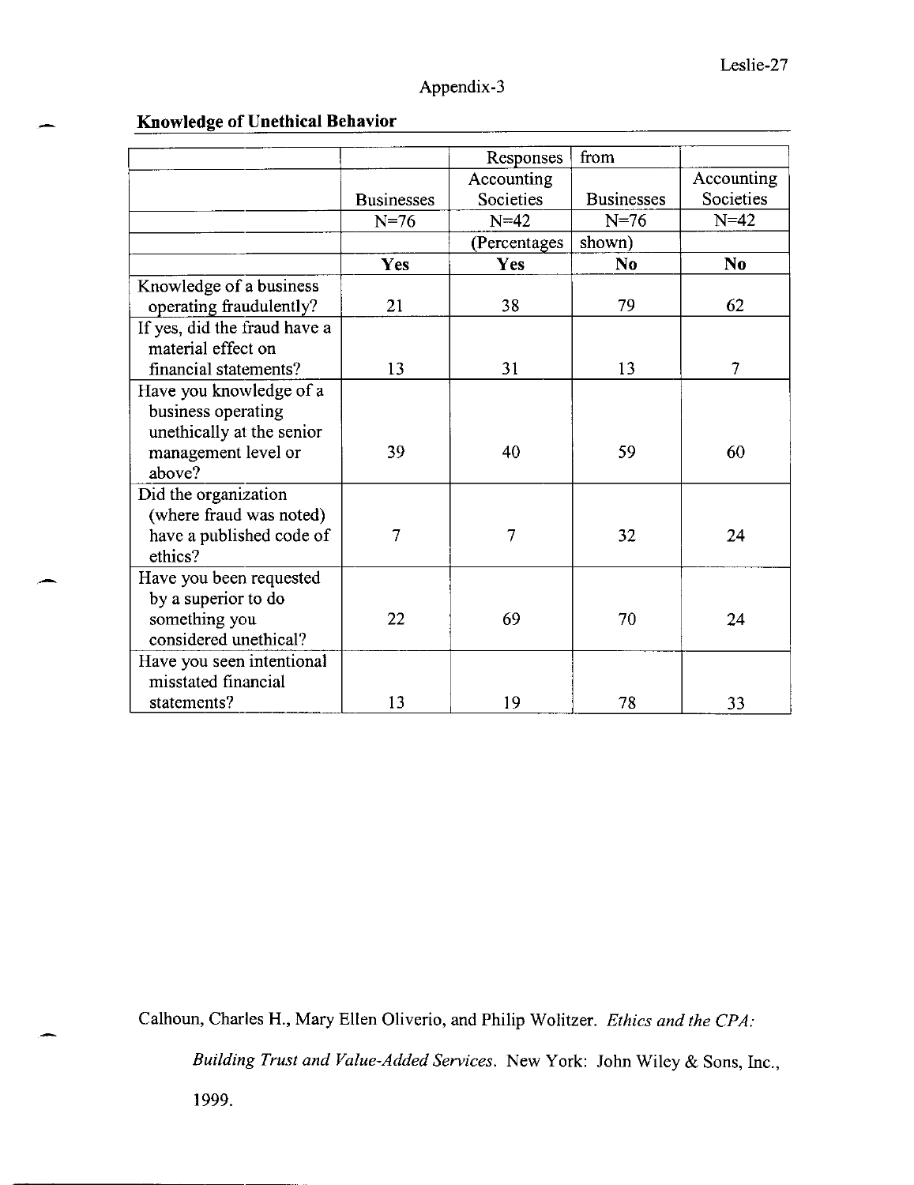Appendix-3

**Knowledge of Unethical Behavior**

| | | Responses | from | |
|---|---|---|---|---|
| | Businesses | Accounting Societies | Businesses | Accounting Societies |
| | N=76 | N=42 | N=76 | N=42 |
| | | (Percentages | shown) | |
| | **Yes** | **Yes** | **No** | **No** |
| Knowledge of a business operating fraudulently? | 21 | 38 | 79 | 62 |
| If yes, did the fraud have a material effect on financial statements? | 13 | 31 | 13 | 7 |
| Have you knowledge of a business operating unethically at the senior management level or above? | 39 | 40 | 59 | 60 |
| Did the organization (where fraud was noted) have a published code of ethics? | 7 | 7 | 32 | 24 |
| Have you been requested by a superior to do something you considered unethical? | 22 | 69 | 70 | 24 |
| Have you seen intentional misstated financial statements? | 13 | 19 | 78 | 33 |

Calhoun, Charles H., Mary Ellen Oliverio, and Philip Wolitzer. *Ethics and the CPA: Building Trust and Value-Added Services*. New York: John Wiley & Sons, Inc., 1999.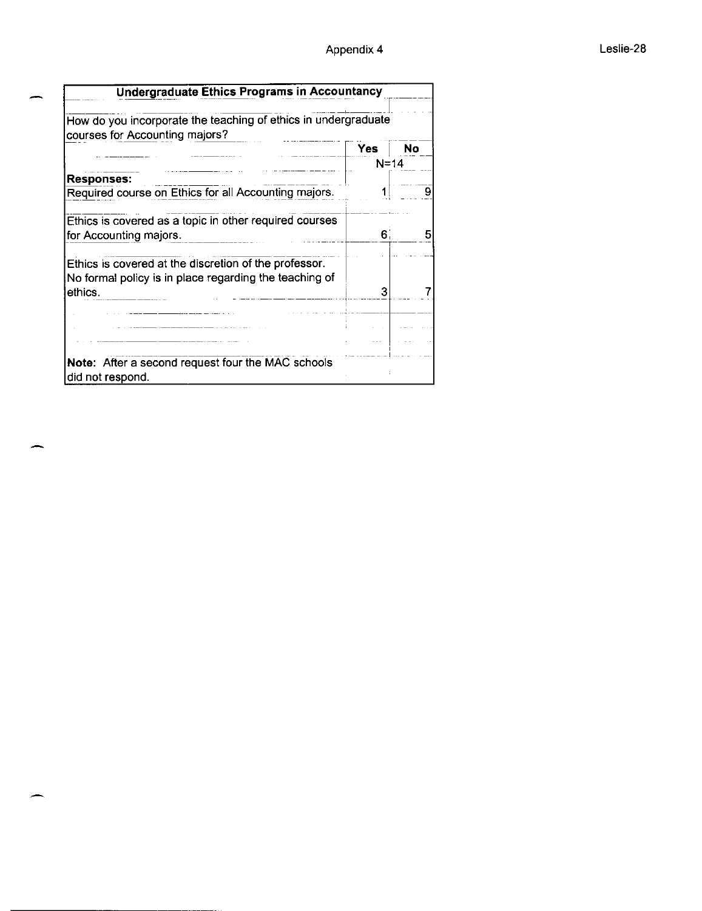Appendix 4

| Undergraduate Ethics Programs in Accountancy | | |
|---|---|---|
| How do you incorporate the teaching of ethics in undergraduate courses for Accounting majors? | | |
| | **Yes** | **No** |
| | N=14 | |
| **Responses:** | | |
| Required course on Ethics for all Accounting majors. | 1 | 9 |
| Ethics is covered as a topic in other required courses for Accounting majors. | 6 | 5 |
| Ethics is covered at the discretion of the professor. No formal policy is in place regarding the teaching of ethics. | 3 | 7 |
| **Note:** After a second request four the MAC schools did not respond. | | |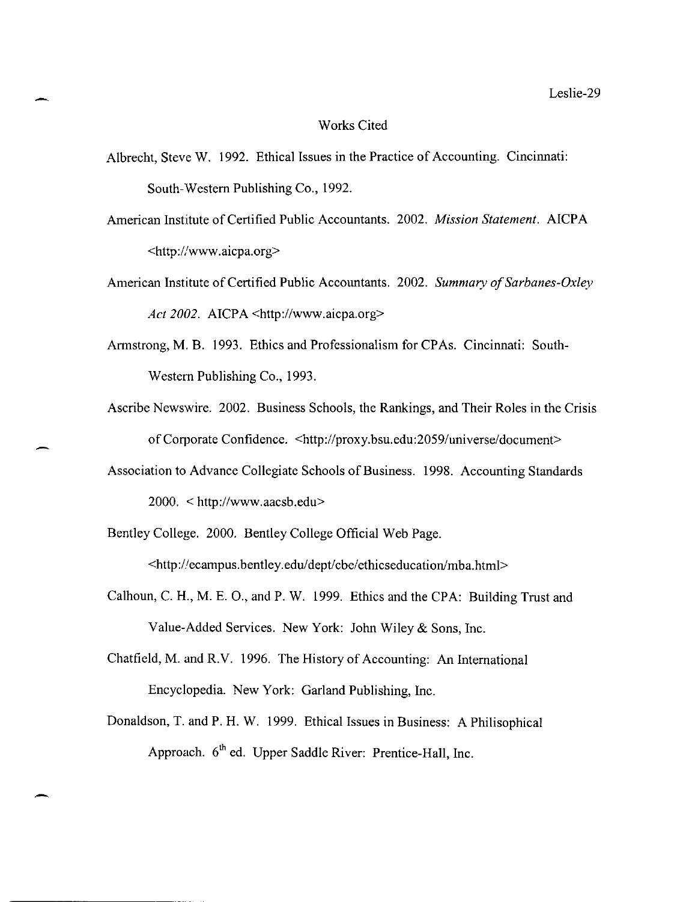# Works Cited

Albrecht, Steve W. 1992. Ethical Issues in the Practice of Accounting. Cincinnati: South-Western Publishing Co., 1992.

American Institute of Certified Public Accountants. 2002. *Mission Statement.* AICPA <http://www.aicpa.org>

American Institute of Certified Public Accountants. 2002. *Summary of Sarbanes-Oxley Act 2002.* AICPA <http://www.aicpa.org>

Armstrong, M. B. 1993. Ethics and Professionalism for CPAs. Cincinnati: South-Western Publishing Co., 1993.

Ascribe Newswire. 2002. Business Schools, the Rankings, and Their Roles in the Crisis of Corporate Confidence. <http://proxy.bsu.edu:2059/universe/document>

Association to Advance Collegiate Schools of Business. 1998. Accounting Standards 2000. < http://www.aacsb.edu>

Bentley College. 2000. Bentley College Official Web Page. <http://ecampus.bentley.edu/dept/cbe/ethicseducation/mba.html>

Calhoun, C. H., M. E. O., and P. W. 1999. Ethics and the CPA: Building Trust and Value-Added Services. New York: John Wiley & Sons, Inc.

Chatfield, M. and R.V. 1996. The History of Accounting: An International Encyclopedia. New York: Garland Publishing, Inc.

Donaldson, T. and P. H. W. 1999. Ethical Issues in Business: A Philisophical Approach. 6th ed. Upper Saddle River: Prentice-Hall, Inc.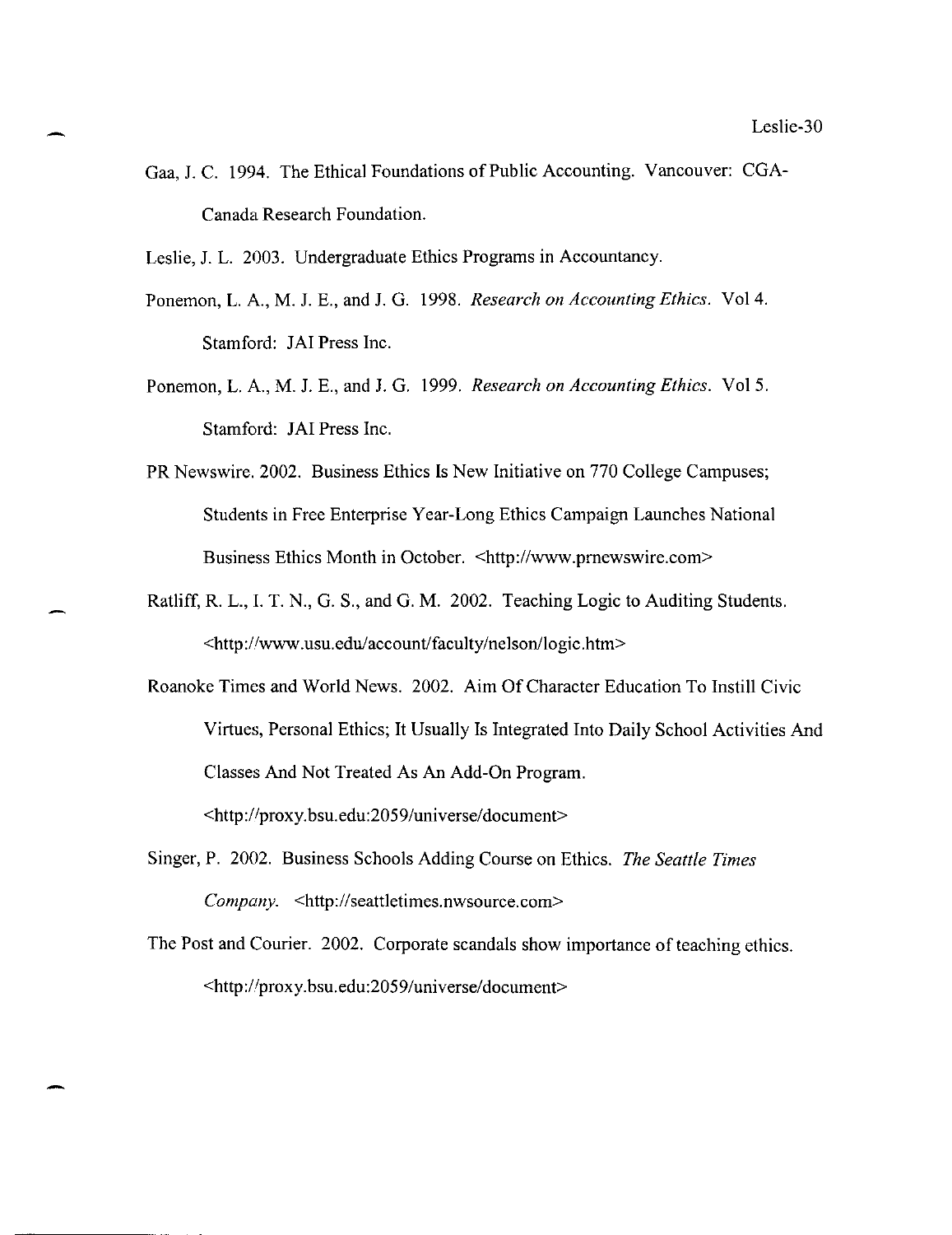Gaa, J. C. 1994. The Ethical Foundations of Public Accounting. Vancouver: CGA-Canada Research Foundation.

Leslie, J. L. 2003. Undergraduate Ethics Programs in Accountancy.

Ponemon, L. A., M. J. E., and J. G. 1998. *Research on Accounting Ethics.* Vol 4. Stamford: JAI Press Inc.

Ponemon, L. A., M. J. E., and J. G. 1999. *Research on Accounting Ethics.* Vol 5. Stamford: JAI Press Inc.

PR Newswire. 2002. Business Ethics Is New Initiative on 770 College Campuses; Students in Free Enterprise Year-Long Ethics Campaign Launches National Business Ethics Month in October. <http://www.prnewswire.com>

Ratliff, R. L., I. T. N., G. S., and G. M. 2002. Teaching Logic to Auditing Students. <http://www.usu.edu/account/faculty/nelson/logic.htm>

Roanoke Times and World News. 2002. Aim Of Character Education To Instill Civic Virtues, Personal Ethics; It Usually Is Integrated Into Daily School Activities And Classes And Not Treated As An Add-On Program. <http://proxy.bsu.edu:2059/universe/document>

Singer, P. 2002. Business Schools Adding Course on Ethics. *The Seattle Times Company.* <http://seattletimes.nwsource.com>

The Post and Courier. 2002. Corporate scandals show importance of teaching ethics. <http://proxy.bsu.edu:2059/universe/document>